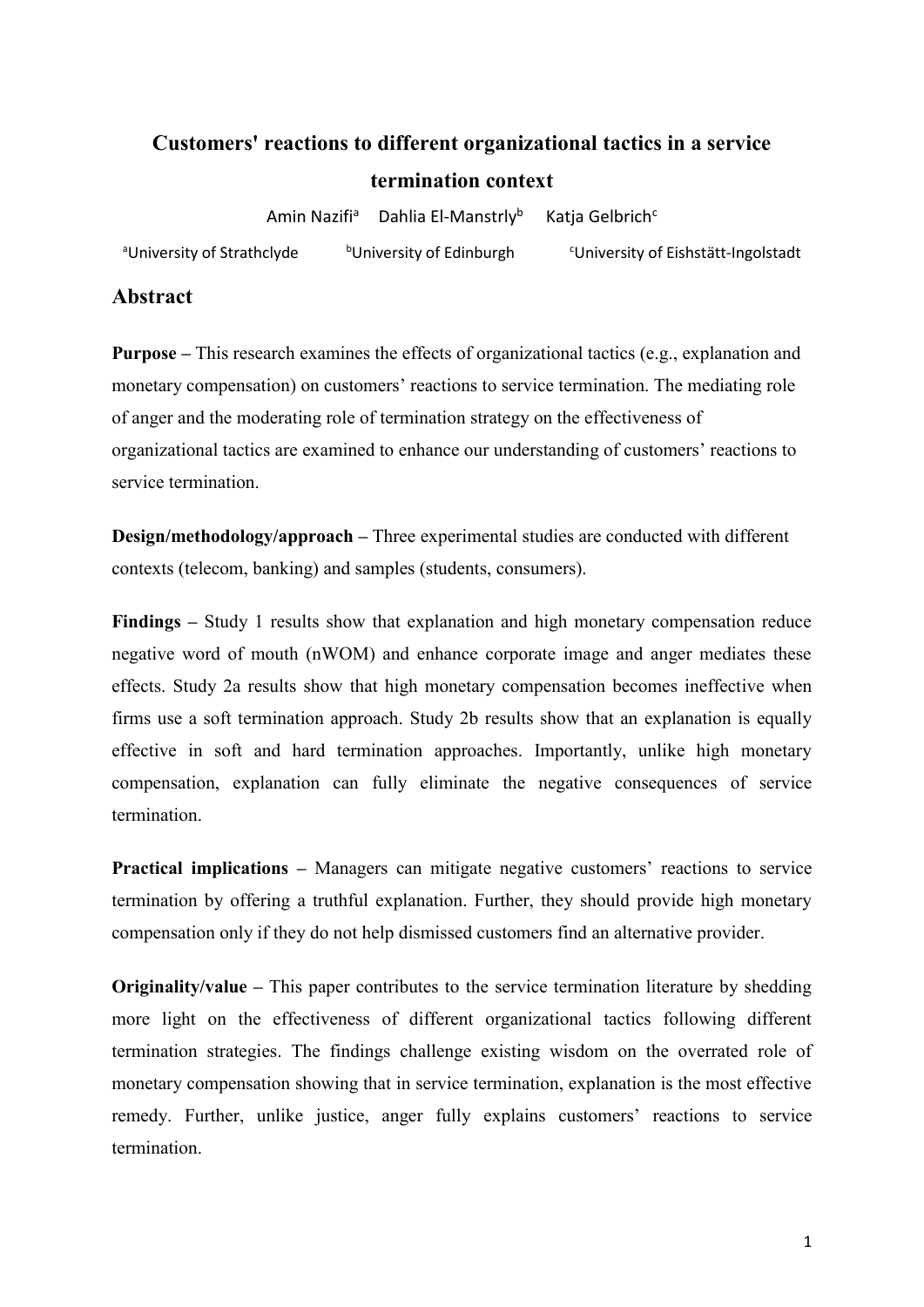# Customers' reactions to different organizational tactics in a service termination context

Amin Nazifi[a] Dahlia El-Manstrly[b] Katja Gelbrich[c]

[a]University of Strathclyde [b]University of Edinburgh [c]University of Eishstätt-Ingolstadt

## Abstract

**Purpose –** This research examines the effects of organizational tactics (e.g., explanation and monetary compensation) on customers' reactions to service termination. The mediating role of anger and the moderating role of termination strategy on the effectiveness of organizational tactics are examined to enhance our understanding of customers' reactions to service termination.

**Design/methodology/approach –** Three experimental studies are conducted with different contexts (telecom, banking) and samples (students, consumers).

**Findings –** Study 1 results show that explanation and high monetary compensation reduce negative word of mouth (nWOM) and enhance corporate image and anger mediates these effects. Study 2a results show that high monetary compensation becomes ineffective when firms use a soft termination approach. Study 2b results show that an explanation is equally effective in soft and hard termination approaches. Importantly, unlike high monetary compensation, explanation can fully eliminate the negative consequences of service termination.

**Practical implications –** Managers can mitigate negative customers' reactions to service termination by offering a truthful explanation. Further, they should provide high monetary compensation only if they do not help dismissed customers find an alternative provider.

**Originality/value –** This paper contributes to the service termination literature by shedding more light on the effectiveness of different organizational tactics following different termination strategies. The findings challenge existing wisdom on the overrated role of monetary compensation showing that in service termination, explanation is the most effective remedy. Further, unlike justice, anger fully explains customers' reactions to service termination.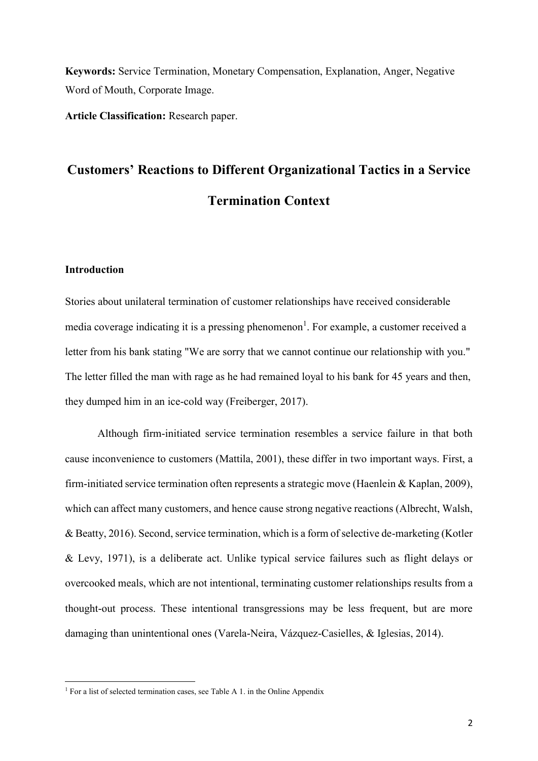**Keywords:** Service Termination, Monetary Compensation, Explanation, Anger, Negative Word of Mouth, Corporate Image.

**Article Classification:** Research paper.

# Customers' Reactions to Different Organizational Tactics in a Service Termination Context

## Introduction

Stories about unilateral termination of customer relationships have received considerable media coverage indicating it is a pressing phenomenon[1]. For example, a customer received a letter from his bank stating "We are sorry that we cannot continue our relationship with you." The letter filled the man with rage as he had remained loyal to his bank for 45 years and then, they dumped him in an ice-cold way (Freiberger, 2017).

Although firm-initiated service termination resembles a service failure in that both cause inconvenience to customers (Mattila, 2001), these differ in two important ways. First, a firm-initiated service termination often represents a strategic move (Haenlein & Kaplan, 2009), which can affect many customers, and hence cause strong negative reactions (Albrecht, Walsh, & Beatty, 2016). Second, service termination, which is a form of selective de-marketing (Kotler & Levy, 1971), is a deliberate act. Unlike typical service failures such as flight delays or overcooked meals, which are not intentional, terminating customer relationships results from a thought-out process. These intentional transgressions may be less frequent, but are more damaging than unintentional ones (Varela-Neira, Vázquez-Casielles, & Iglesias, 2014).

[1] For a list of selected termination cases, see Table A 1. in the Online Appendix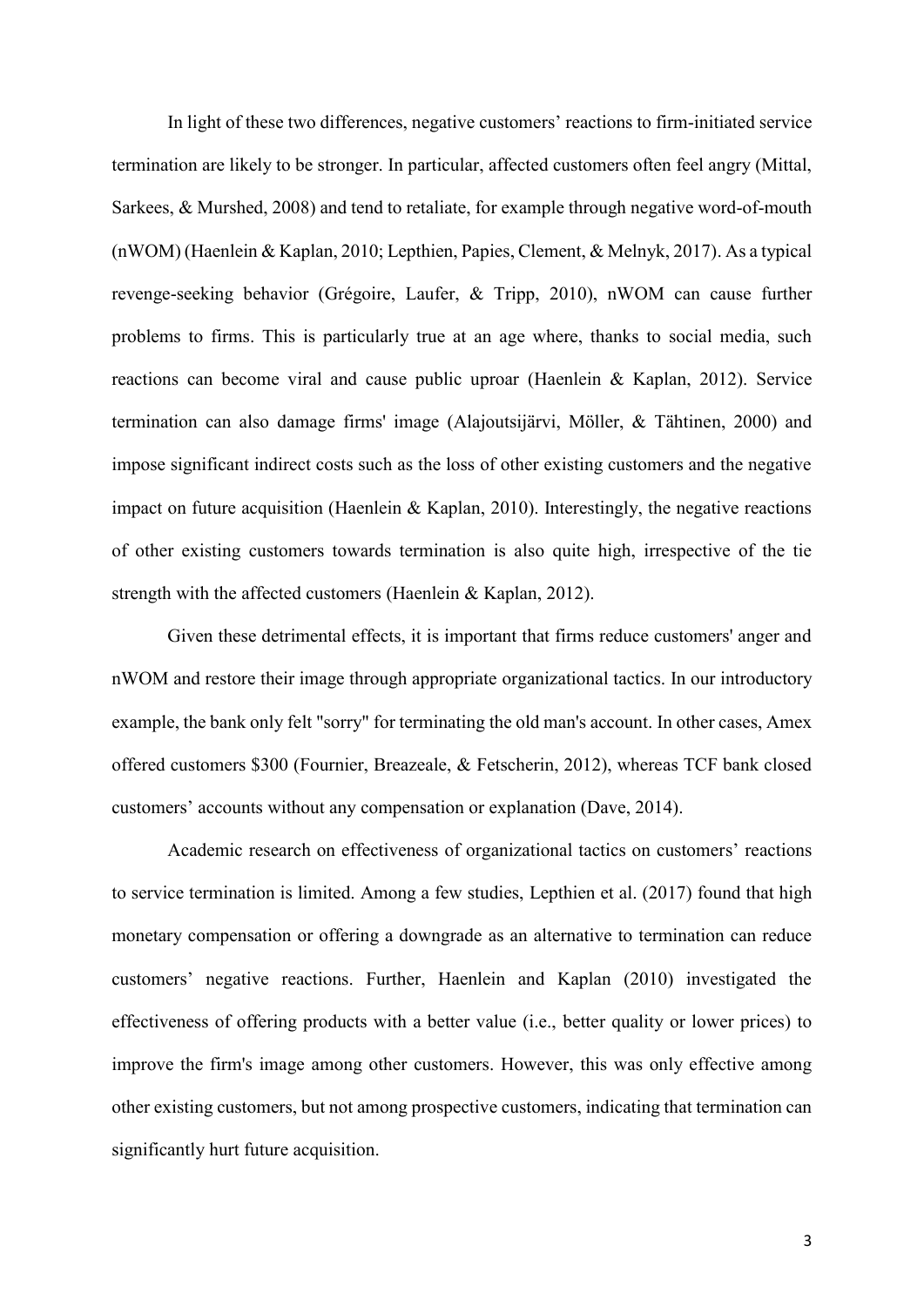In light of these two differences, negative customers' reactions to firm-initiated service termination are likely to be stronger. In particular, affected customers often feel angry (Mittal, Sarkees, & Murshed, 2008) and tend to retaliate, for example through negative word-of-mouth (nWOM) (Haenlein & Kaplan, 2010; Lepthien, Papies, Clement, & Melnyk, 2017). As a typical revenge-seeking behavior (Grégoire, Laufer, & Tripp, 2010), nWOM can cause further problems to firms. This is particularly true at an age where, thanks to social media, such reactions can become viral and cause public uproar (Haenlein & Kaplan, 2012). Service termination can also damage firms' image (Alajoutsijärvi, Möller, & Tähtinen, 2000) and impose significant indirect costs such as the loss of other existing customers and the negative impact on future acquisition (Haenlein & Kaplan, 2010). Interestingly, the negative reactions of other existing customers towards termination is also quite high, irrespective of the tie strength with the affected customers (Haenlein & Kaplan, 2012).

Given these detrimental effects, it is important that firms reduce customers' anger and nWOM and restore their image through appropriate organizational tactics. In our introductory example, the bank only felt "sorry" for terminating the old man's account. In other cases, Amex offered customers $300 (Fournier, Breazeale, & Fetscherin, 2012), whereas TCF bank closed customers' accounts without any compensation or explanation (Dave, 2014).

Academic research on effectiveness of organizational tactics on customers' reactions to service termination is limited. Among a few studies, Lepthien et al. (2017) found that high monetary compensation or offering a downgrade as an alternative to termination can reduce customers' negative reactions. Further, Haenlein and Kaplan (2010) investigated the effectiveness of offering products with a better value (i.e., better quality or lower prices) to improve the firm's image among other customers. However, this was only effective among other existing customers, but not among prospective customers, indicating that termination can significantly hurt future acquisition.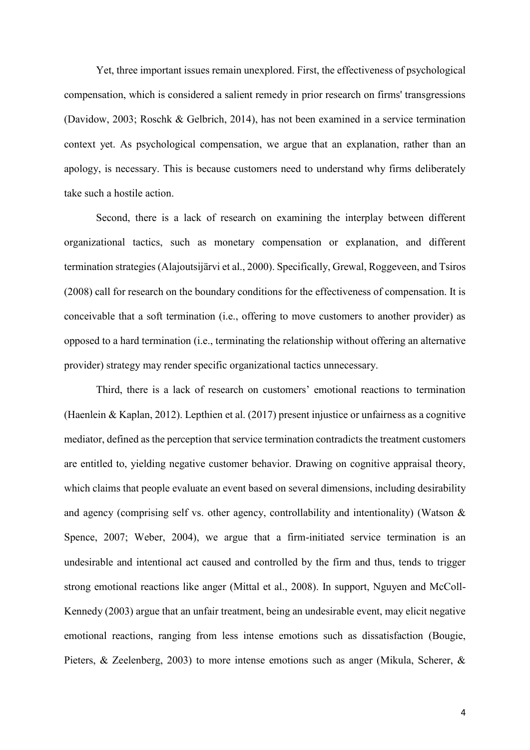Yet, three important issues remain unexplored. First, the effectiveness of psychological compensation, which is considered a salient remedy in prior research on firms' transgressions (Davidow, 2003; Roschk & Gelbrich, 2014), has not been examined in a service termination context yet. As psychological compensation, we argue that an explanation, rather than an apology, is necessary. This is because customers need to understand why firms deliberately take such a hostile action.

Second, there is a lack of research on examining the interplay between different organizational tactics, such as monetary compensation or explanation, and different termination strategies (Alajoutsijärvi et al., 2000). Specifically, Grewal, Roggeveen, and Tsiros (2008) call for research on the boundary conditions for the effectiveness of compensation. It is conceivable that a soft termination (i.e., offering to move customers to another provider) as opposed to a hard termination (i.e., terminating the relationship without offering an alternative provider) strategy may render specific organizational tactics unnecessary.

Third, there is a lack of research on customers' emotional reactions to termination (Haenlein & Kaplan, 2012). Lepthien et al. (2017) present injustice or unfairness as a cognitive mediator, defined as the perception that service termination contradicts the treatment customers are entitled to, yielding negative customer behavior. Drawing on cognitive appraisal theory, which claims that people evaluate an event based on several dimensions, including desirability and agency (comprising self vs. other agency, controllability and intentionality) (Watson & Spence, 2007; Weber, 2004), we argue that a firm-initiated service termination is an undesirable and intentional act caused and controlled by the firm and thus, tends to trigger strong emotional reactions like anger (Mittal et al., 2008). In support, Nguyen and McColl-Kennedy (2003) argue that an unfair treatment, being an undesirable event, may elicit negative emotional reactions, ranging from less intense emotions such as dissatisfaction (Bougie, Pieters, & Zeelenberg, 2003) to more intense emotions such as anger (Mikula, Scherer, &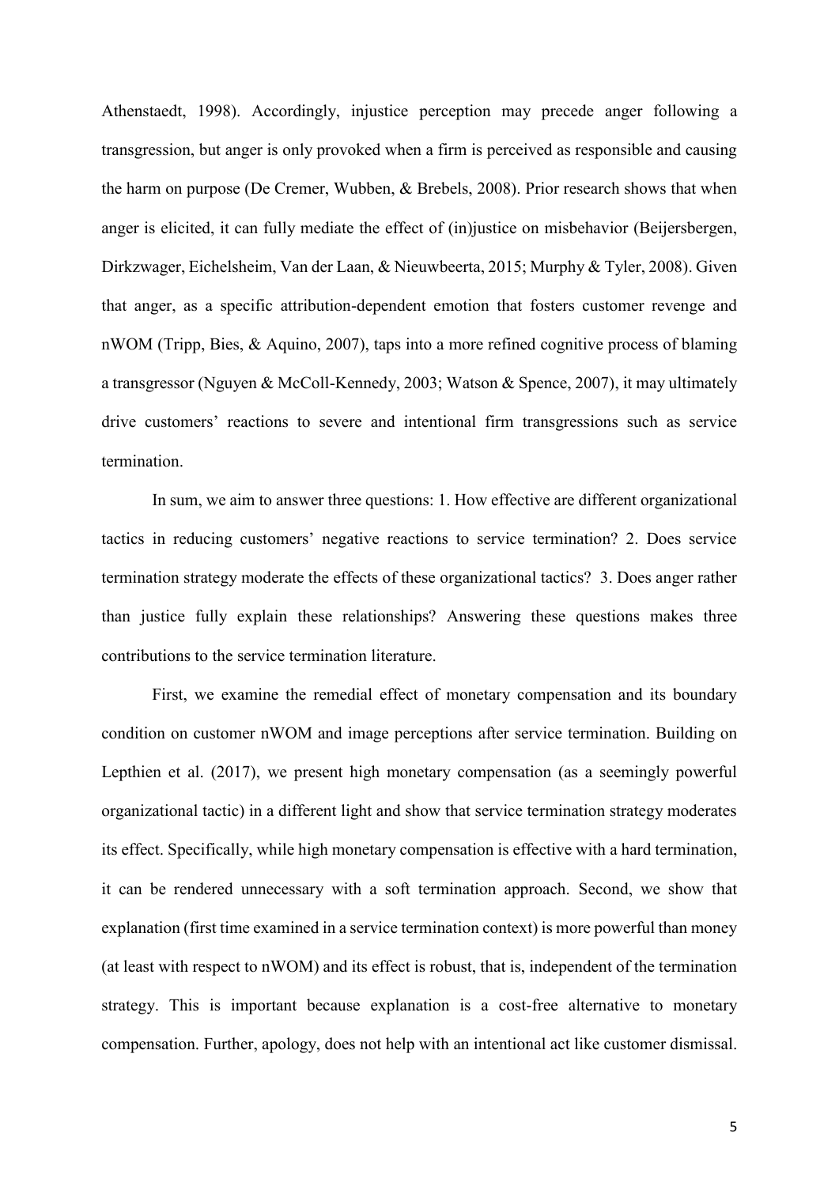Athenstaedt, 1998). Accordingly, injustice perception may precede anger following a transgression, but anger is only provoked when a firm is perceived as responsible and causing the harm on purpose (De Cremer, Wubben, & Brebels, 2008). Prior research shows that when anger is elicited, it can fully mediate the effect of (in)justice on misbehavior (Beijersbergen, Dirkzwager, Eichelsheim, Van der Laan, & Nieuwbeerta, 2015; Murphy & Tyler, 2008). Given that anger, as a specific attribution-dependent emotion that fosters customer revenge and nWOM (Tripp, Bies, & Aquino, 2007), taps into a more refined cognitive process of blaming a transgressor (Nguyen & McColl-Kennedy, 2003; Watson & Spence, 2007), it may ultimately drive customers' reactions to severe and intentional firm transgressions such as service termination.

In sum, we aim to answer three questions: 1. How effective are different organizational tactics in reducing customers' negative reactions to service termination? 2. Does service termination strategy moderate the effects of these organizational tactics? 3. Does anger rather than justice fully explain these relationships? Answering these questions makes three contributions to the service termination literature.

First, we examine the remedial effect of monetary compensation and its boundary condition on customer nWOM and image perceptions after service termination. Building on Lepthien et al. (2017), we present high monetary compensation (as a seemingly powerful organizational tactic) in a different light and show that service termination strategy moderates its effect. Specifically, while high monetary compensation is effective with a hard termination, it can be rendered unnecessary with a soft termination approach. Second, we show that explanation (first time examined in a service termination context) is more powerful than money (at least with respect to nWOM) and its effect is robust, that is, independent of the termination strategy. This is important because explanation is a cost-free alternative to monetary compensation. Further, apology, does not help with an intentional act like customer dismissal.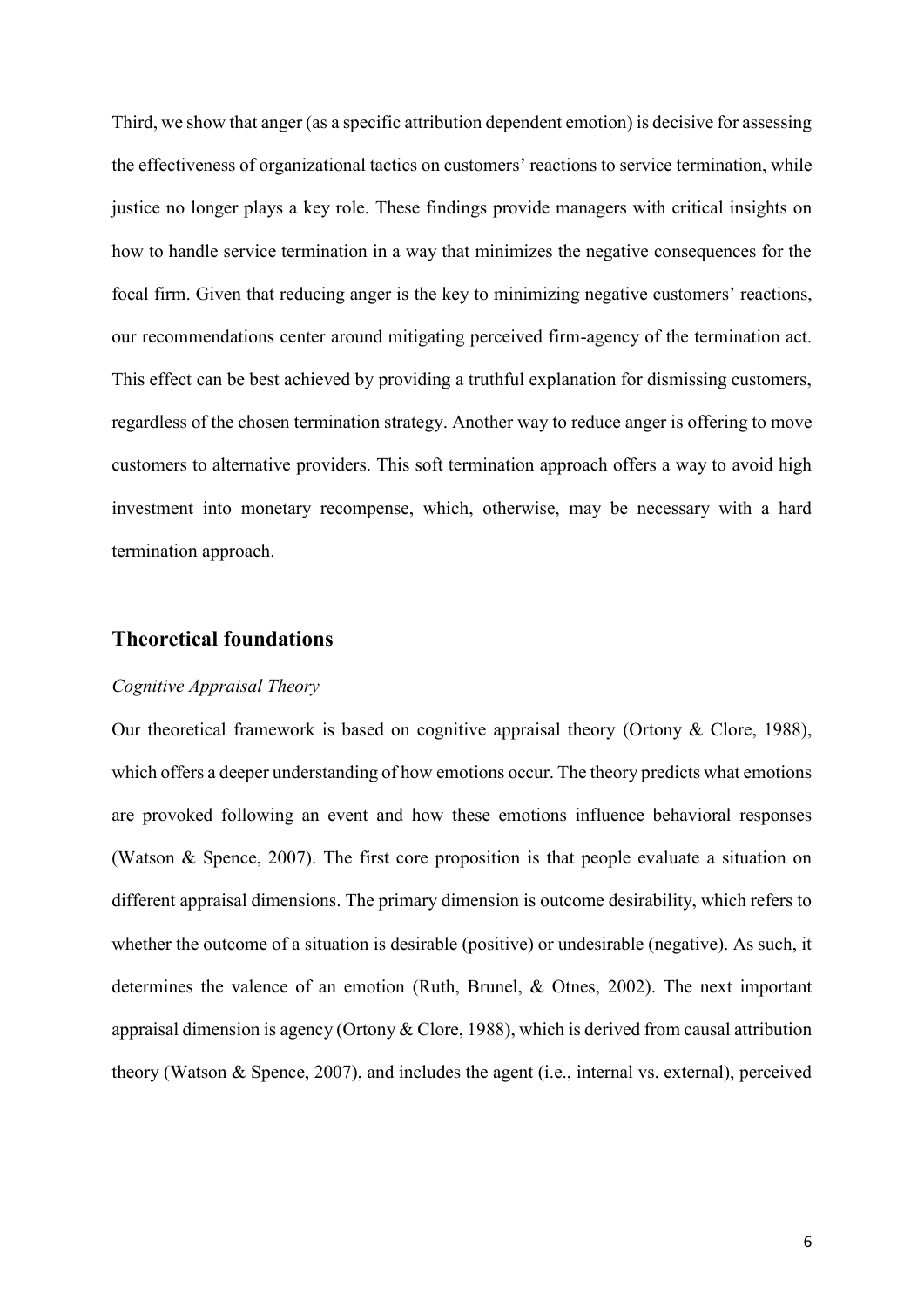Third, we show that anger (as a specific attribution dependent emotion) is decisive for assessing the effectiveness of organizational tactics on customers' reactions to service termination, while justice no longer plays a key role. These findings provide managers with critical insights on how to handle service termination in a way that minimizes the negative consequences for the focal firm. Given that reducing anger is the key to minimizing negative customers' reactions, our recommendations center around mitigating perceived firm-agency of the termination act. This effect can be best achieved by providing a truthful explanation for dismissing customers, regardless of the chosen termination strategy. Another way to reduce anger is offering to move customers to alternative providers. This soft termination approach offers a way to avoid high investment into monetary recompense, which, otherwise, may be necessary with a hard termination approach.

## Theoretical foundations

### *Cognitive Appraisal Theory*

Our theoretical framework is based on cognitive appraisal theory (Ortony & Clore, 1988), which offers a deeper understanding of how emotions occur. The theory predicts what emotions are provoked following an event and how these emotions influence behavioral responses (Watson & Spence, 2007). The first core proposition is that people evaluate a situation on different appraisal dimensions. The primary dimension is outcome desirability, which refers to whether the outcome of a situation is desirable (positive) or undesirable (negative). As such, it determines the valence of an emotion (Ruth, Brunel, & Otnes, 2002). The next important appraisal dimension is agency (Ortony & Clore, 1988), which is derived from causal attribution theory (Watson & Spence, 2007), and includes the agent (i.e., internal vs. external), perceived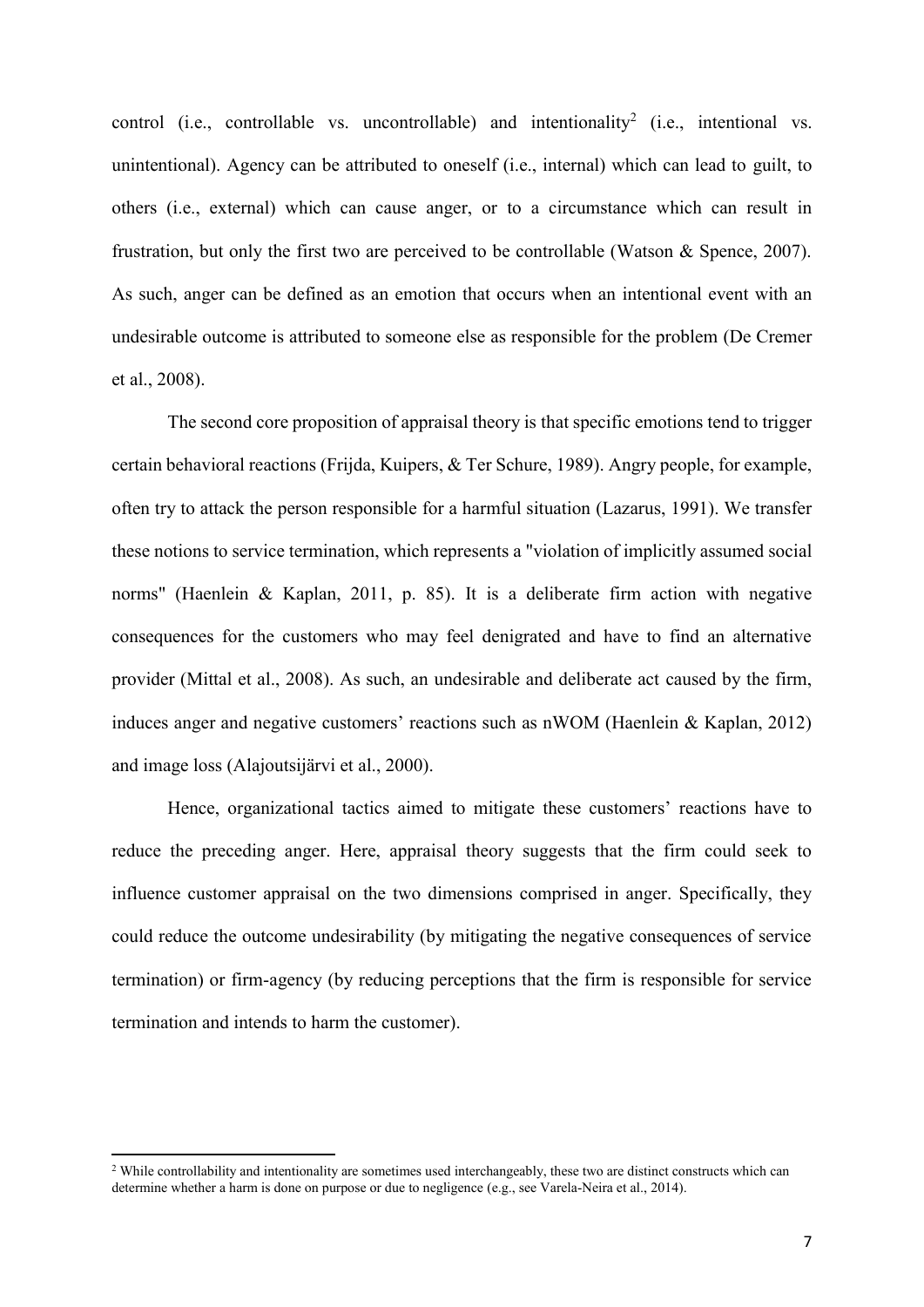control (i.e., controllable vs. uncontrollable) and intentionality[2] (i.e., intentional vs. unintentional). Agency can be attributed to oneself (i.e., internal) which can lead to guilt, to others (i.e., external) which can cause anger, or to a circumstance which can result in frustration, but only the first two are perceived to be controllable (Watson & Spence, 2007). As such, anger can be defined as an emotion that occurs when an intentional event with an undesirable outcome is attributed to someone else as responsible for the problem (De Cremer et al., 2008).

The second core proposition of appraisal theory is that specific emotions tend to trigger certain behavioral reactions (Frijda, Kuipers, & Ter Schure, 1989). Angry people, for example, often try to attack the person responsible for a harmful situation (Lazarus, 1991). We transfer these notions to service termination, which represents a "violation of implicitly assumed social norms" (Haenlein & Kaplan, 2011, p. 85). It is a deliberate firm action with negative consequences for the customers who may feel denigrated and have to find an alternative provider (Mittal et al., 2008). As such, an undesirable and deliberate act caused by the firm, induces anger and negative customers' reactions such as nWOM (Haenlein & Kaplan, 2012) and image loss (Alajoutsijärvi et al., 2000).

Hence, organizational tactics aimed to mitigate these customers' reactions have to reduce the preceding anger. Here, appraisal theory suggests that the firm could seek to influence customer appraisal on the two dimensions comprised in anger. Specifically, they could reduce the outcome undesirability (by mitigating the negative consequences of service termination) or firm-agency (by reducing perceptions that the firm is responsible for service termination and intends to harm the customer).

[2] While controllability and intentionality are sometimes used interchangeably, these two are distinct constructs which can determine whether a harm is done on purpose or due to negligence (e.g., see Varela-Neira et al., 2014).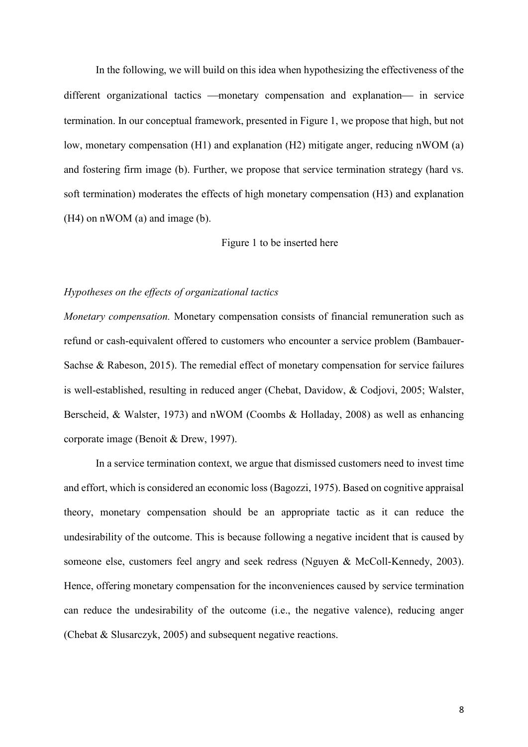In the following, we will build on this idea when hypothesizing the effectiveness of the different organizational tactics —monetary compensation and explanation— in service termination. In our conceptual framework, presented in Figure 1, we propose that high, but not low, monetary compensation (H1) and explanation (H2) mitigate anger, reducing nWOM (a) and fostering firm image (b). Further, we propose that service termination strategy (hard vs. soft termination) moderates the effects of high monetary compensation (H3) and explanation (H4) on nWOM (a) and image (b).

Figure 1 to be inserted here

*Hypotheses on the effects of organizational tactics*

*Monetary compensation.* Monetary compensation consists of financial remuneration such as refund or cash-equivalent offered to customers who encounter a service problem (Bambauer-Sachse & Rabeson, 2015). The remedial effect of monetary compensation for service failures is well-established, resulting in reduced anger (Chebat, Davidow, & Codjovi, 2005; Walster, Berscheid, & Walster, 1973) and nWOM (Coombs & Holladay, 2008) as well as enhancing corporate image (Benoit & Drew, 1997).

In a service termination context, we argue that dismissed customers need to invest time and effort, which is considered an economic loss (Bagozzi, 1975). Based on cognitive appraisal theory, monetary compensation should be an appropriate tactic as it can reduce the undesirability of the outcome. This is because following a negative incident that is caused by someone else, customers feel angry and seek redress (Nguyen & McColl-Kennedy, 2003). Hence, offering monetary compensation for the inconveniences caused by service termination can reduce the undesirability of the outcome (i.e., the negative valence), reducing anger (Chebat & Slusarczyk, 2005) and subsequent negative reactions.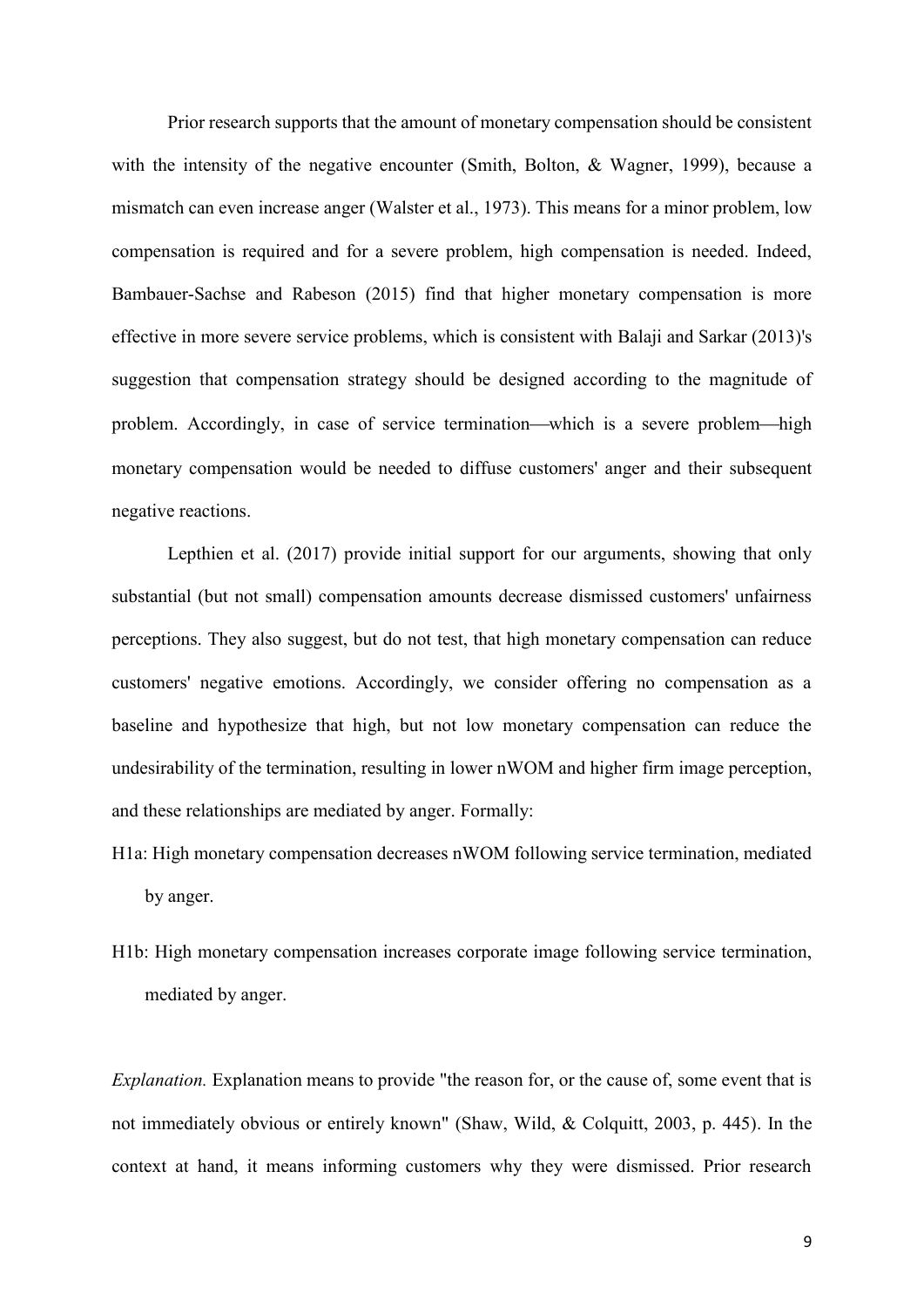Prior research supports that the amount of monetary compensation should be consistent with the intensity of the negative encounter (Smith, Bolton, & Wagner, 1999), because a mismatch can even increase anger (Walster et al., 1973). This means for a minor problem, low compensation is required and for a severe problem, high compensation is needed. Indeed, Bambauer-Sachse and Rabeson (2015) find that higher monetary compensation is more effective in more severe service problems, which is consistent with Balaji and Sarkar (2013)'s suggestion that compensation strategy should be designed according to the magnitude of problem. Accordingly, in case of service termination—which is a severe problem—high monetary compensation would be needed to diffuse customers' anger and their subsequent negative reactions.

Lepthien et al. (2017) provide initial support for our arguments, showing that only substantial (but not small) compensation amounts decrease dismissed customers' unfairness perceptions. They also suggest, but do not test, that high monetary compensation can reduce customers' negative emotions. Accordingly, we consider offering no compensation as a baseline and hypothesize that high, but not low monetary compensation can reduce the undesirability of the termination, resulting in lower nWOM and higher firm image perception, and these relationships are mediated by anger. Formally:

H1a: High monetary compensation decreases nWOM following service termination, mediated by anger.

H1b: High monetary compensation increases corporate image following service termination, mediated by anger.

*Explanation.* Explanation means to provide "the reason for, or the cause of, some event that is not immediately obvious or entirely known" (Shaw, Wild, & Colquitt, 2003, p. 445). In the context at hand, it means informing customers why they were dismissed. Prior research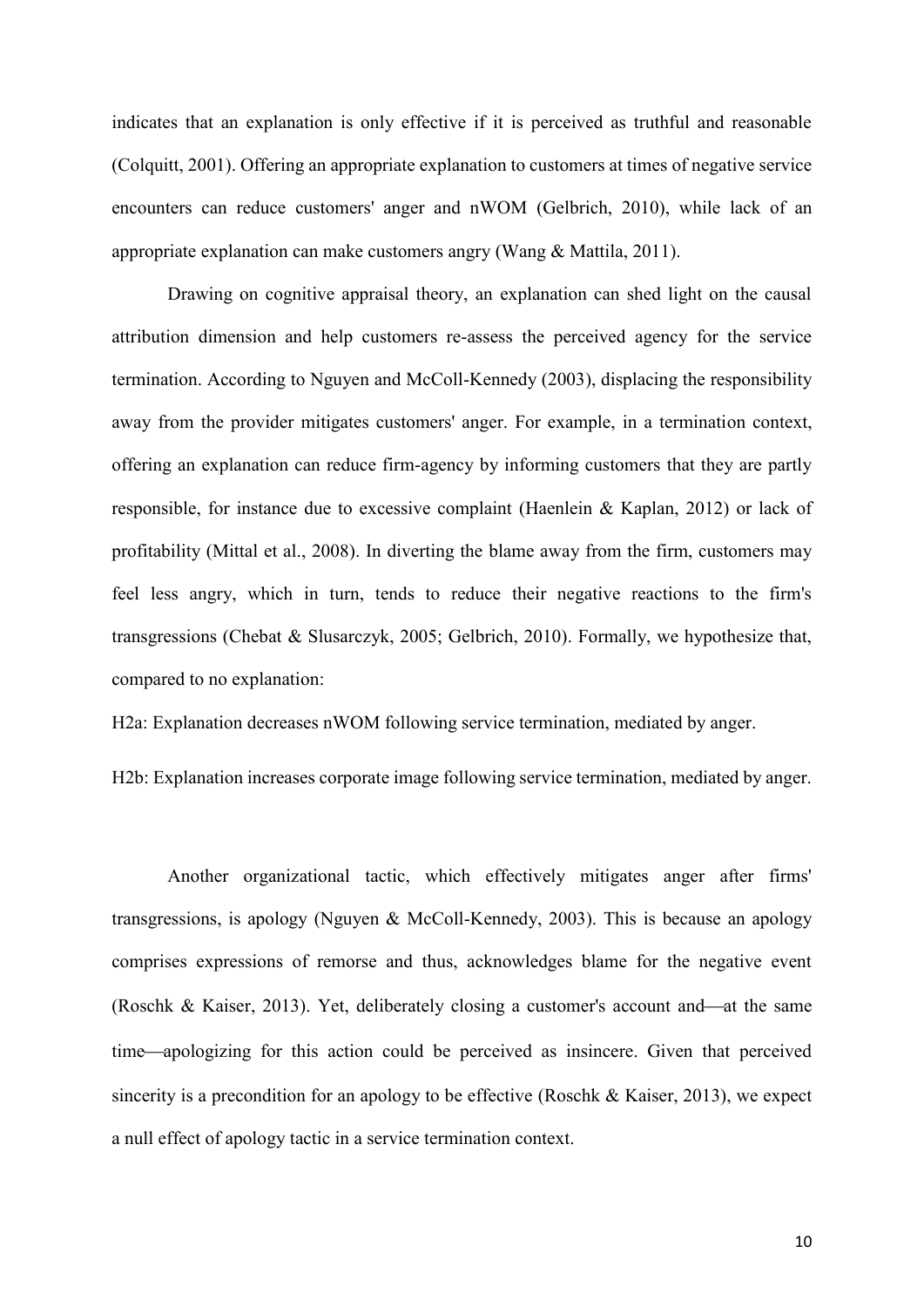indicates that an explanation is only effective if it is perceived as truthful and reasonable (Colquitt, 2001). Offering an appropriate explanation to customers at times of negative service encounters can reduce customers' anger and nWOM (Gelbrich, 2010), while lack of an appropriate explanation can make customers angry (Wang & Mattila, 2011).

Drawing on cognitive appraisal theory, an explanation can shed light on the causal attribution dimension and help customers re-assess the perceived agency for the service termination. According to Nguyen and McColl-Kennedy (2003), displacing the responsibility away from the provider mitigates customers' anger. For example, in a termination context, offering an explanation can reduce firm-agency by informing customers that they are partly responsible, for instance due to excessive complaint (Haenlein & Kaplan, 2012) or lack of profitability (Mittal et al., 2008). In diverting the blame away from the firm, customers may feel less angry, which in turn, tends to reduce their negative reactions to the firm's transgressions (Chebat & Slusarczyk, 2005; Gelbrich, 2010). Formally, we hypothesize that, compared to no explanation:

H2a: Explanation decreases nWOM following service termination, mediated by anger.

H2b: Explanation increases corporate image following service termination, mediated by anger.

Another organizational tactic, which effectively mitigates anger after firms' transgressions, is apology (Nguyen & McColl-Kennedy, 2003). This is because an apology comprises expressions of remorse and thus, acknowledges blame for the negative event (Roschk & Kaiser, 2013). Yet, deliberately closing a customer's account and—at the same time—apologizing for this action could be perceived as insincere. Given that perceived sincerity is a precondition for an apology to be effective (Roschk & Kaiser, 2013), we expect a null effect of apology tactic in a service termination context.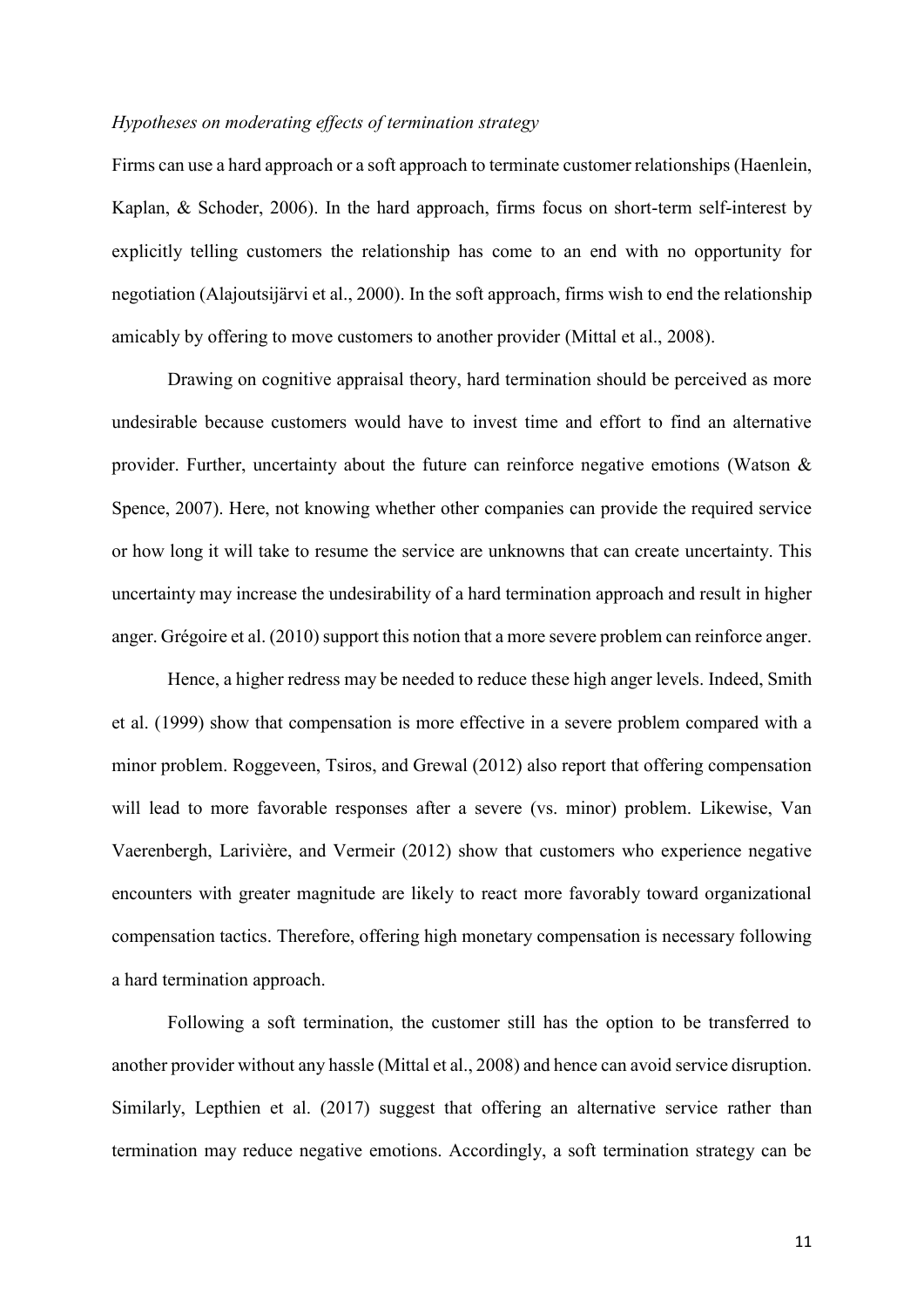*Hypotheses on moderating effects of termination strategy*

Firms can use a hard approach or a soft approach to terminate customer relationships (Haenlein, Kaplan, & Schoder, 2006). In the hard approach, firms focus on short-term self-interest by explicitly telling customers the relationship has come to an end with no opportunity for negotiation (Alajoutsijärvi et al., 2000). In the soft approach, firms wish to end the relationship amicably by offering to move customers to another provider (Mittal et al., 2008).

Drawing on cognitive appraisal theory, hard termination should be perceived as more undesirable because customers would have to invest time and effort to find an alternative provider. Further, uncertainty about the future can reinforce negative emotions (Watson & Spence, 2007). Here, not knowing whether other companies can provide the required service or how long it will take to resume the service are unknowns that can create uncertainty. This uncertainty may increase the undesirability of a hard termination approach and result in higher anger. Grégoire et al. (2010) support this notion that a more severe problem can reinforce anger.

Hence, a higher redress may be needed to reduce these high anger levels. Indeed, Smith et al. (1999) show that compensation is more effective in a severe problem compared with a minor problem. Roggeveen, Tsiros, and Grewal (2012) also report that offering compensation will lead to more favorable responses after a severe (vs. minor) problem. Likewise, Van Vaerenbergh, Larivière, and Vermeir (2012) show that customers who experience negative encounters with greater magnitude are likely to react more favorably toward organizational compensation tactics. Therefore, offering high monetary compensation is necessary following a hard termination approach.

Following a soft termination, the customer still has the option to be transferred to another provider without any hassle (Mittal et al., 2008) and hence can avoid service disruption. Similarly, Lepthien et al. (2017) suggest that offering an alternative service rather than termination may reduce negative emotions. Accordingly, a soft termination strategy can be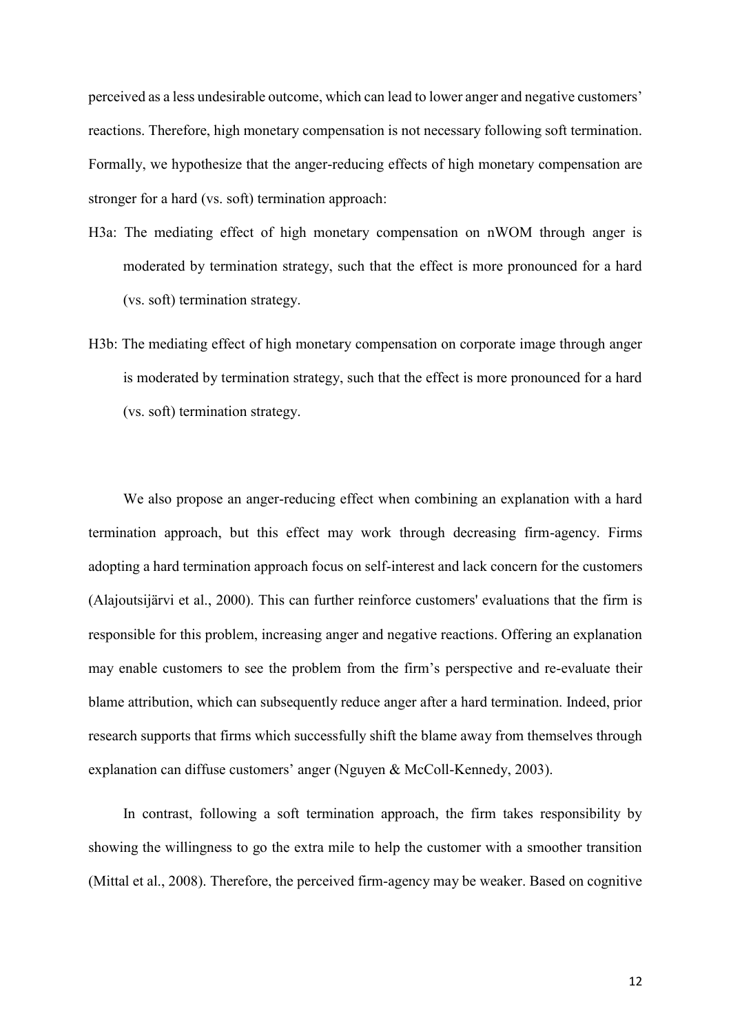perceived as a less undesirable outcome, which can lead to lower anger and negative customers' reactions. Therefore, high monetary compensation is not necessary following soft termination. Formally, we hypothesize that the anger-reducing effects of high monetary compensation are stronger for a hard (vs. soft) termination approach:

H3a: The mediating effect of high monetary compensation on nWOM through anger is moderated by termination strategy, such that the effect is more pronounced for a hard (vs. soft) termination strategy.

H3b: The mediating effect of high monetary compensation on corporate image through anger is moderated by termination strategy, such that the effect is more pronounced for a hard (vs. soft) termination strategy.

We also propose an anger-reducing effect when combining an explanation with a hard termination approach, but this effect may work through decreasing firm-agency. Firms adopting a hard termination approach focus on self-interest and lack concern for the customers (Alajoutsijärvi et al., 2000). This can further reinforce customers' evaluations that the firm is responsible for this problem, increasing anger and negative reactions. Offering an explanation may enable customers to see the problem from the firm's perspective and re-evaluate their blame attribution, which can subsequently reduce anger after a hard termination. Indeed, prior research supports that firms which successfully shift the blame away from themselves through explanation can diffuse customers' anger (Nguyen & McColl-Kennedy, 2003).

In contrast, following a soft termination approach, the firm takes responsibility by showing the willingness to go the extra mile to help the customer with a smoother transition (Mittal et al., 2008). Therefore, the perceived firm-agency may be weaker. Based on cognitive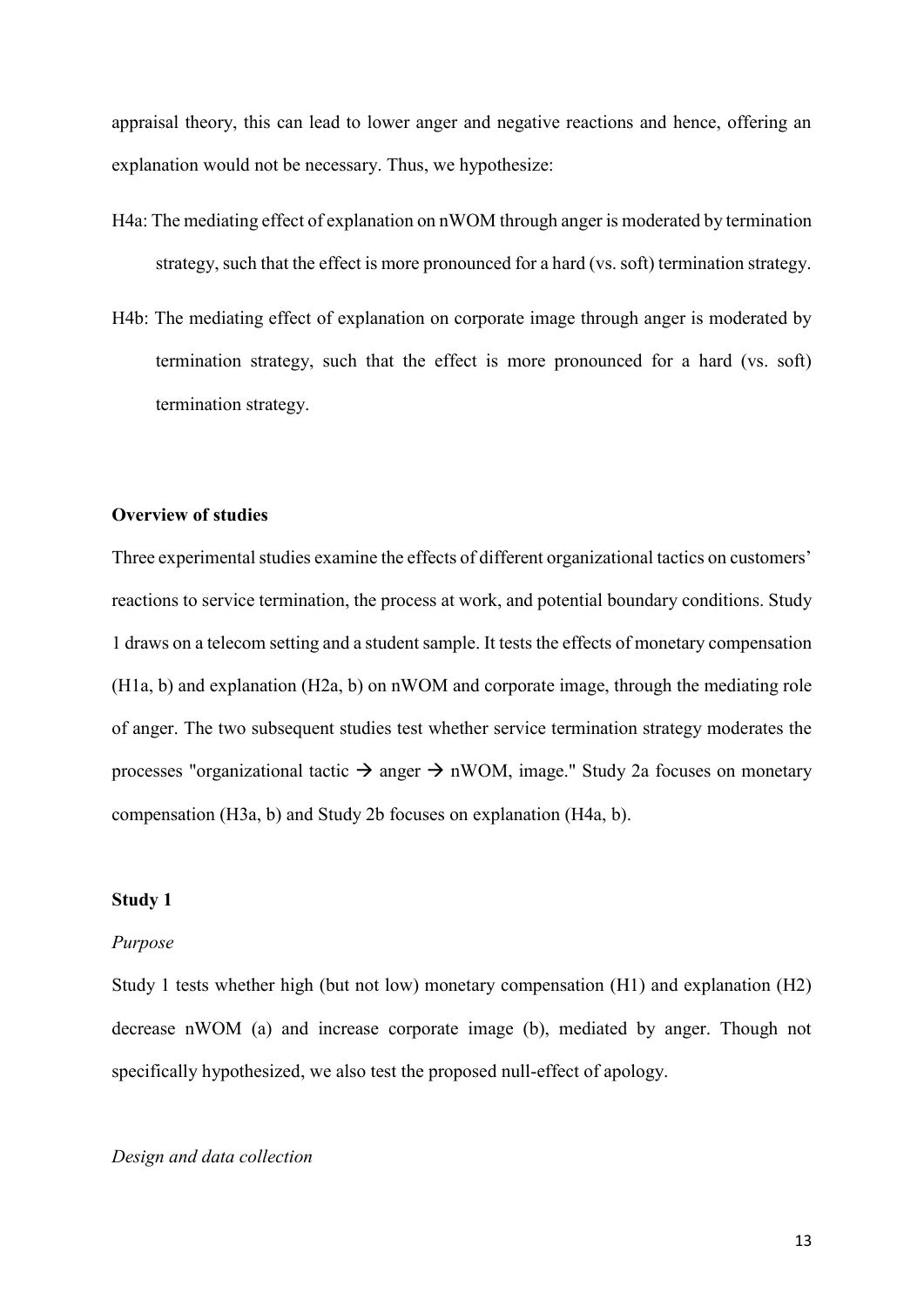appraisal theory, this can lead to lower anger and negative reactions and hence, offering an explanation would not be necessary. Thus, we hypothesize:

H4a: The mediating effect of explanation on nWOM through anger is moderated by termination strategy, such that the effect is more pronounced for a hard (vs. soft) termination strategy.

H4b: The mediating effect of explanation on corporate image through anger is moderated by termination strategy, such that the effect is more pronounced for a hard (vs. soft) termination strategy.

**Overview of studies**

Three experimental studies examine the effects of different organizational tactics on customers' reactions to service termination, the process at work, and potential boundary conditions. Study 1 draws on a telecom setting and a student sample. It tests the effects of monetary compensation (H1a, b) and explanation (H2a, b) on nWOM and corporate image, through the mediating role of anger. The two subsequent studies test whether service termination strategy moderates the processes "organizational tactic → anger → nWOM, image." Study 2a focuses on monetary compensation (H3a, b) and Study 2b focuses on explanation (H4a, b).

**Study 1**

*Purpose*

Study 1 tests whether high (but not low) monetary compensation (H1) and explanation (H2) decrease nWOM (a) and increase corporate image (b), mediated by anger. Though not specifically hypothesized, we also test the proposed null-effect of apology.

*Design and data collection*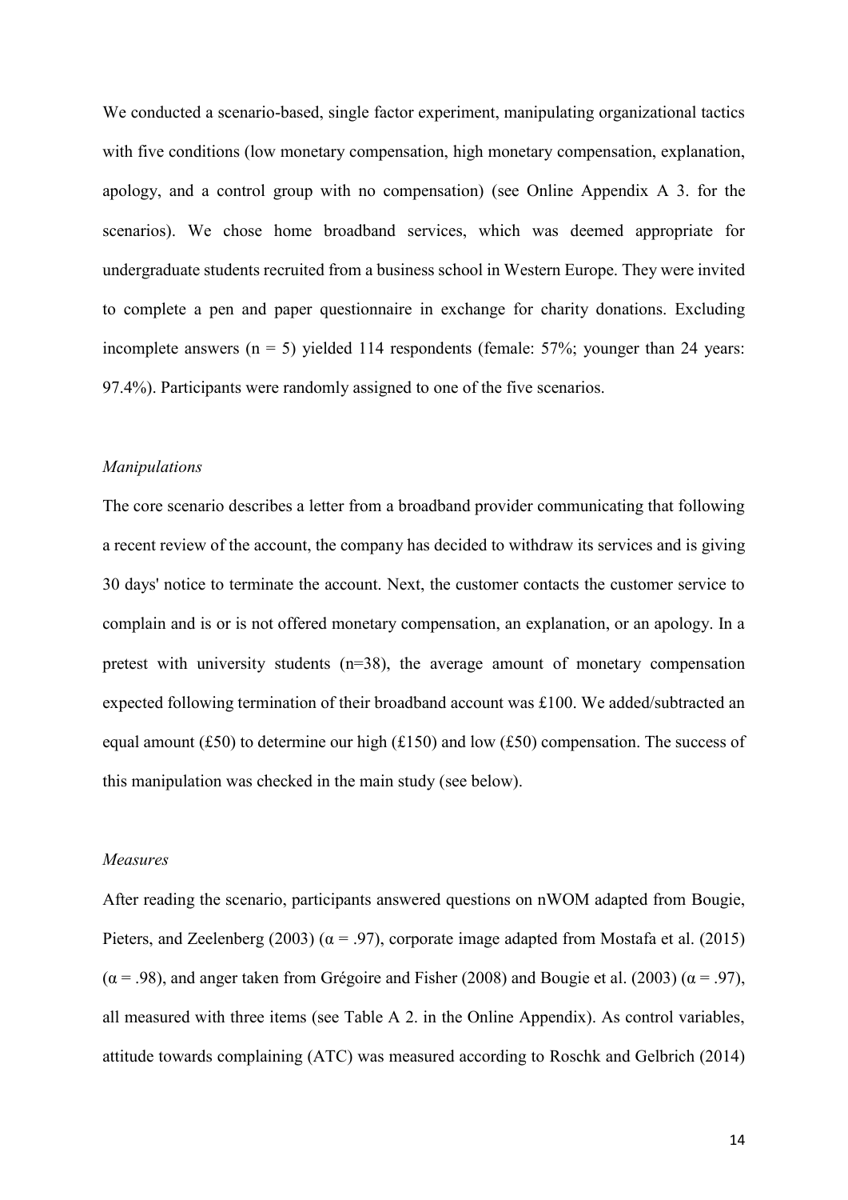We conducted a scenario-based, single factor experiment, manipulating organizational tactics with five conditions (low monetary compensation, high monetary compensation, explanation, apology, and a control group with no compensation) (see Online Appendix A 3. for the scenarios). We chose home broadband services, which was deemed appropriate for undergraduate students recruited from a business school in Western Europe. They were invited to complete a pen and paper questionnaire in exchange for charity donations. Excluding incomplete answers ($n = 5$) yielded 114 respondents (female: 57%; younger than 24 years: 97.4%). Participants were randomly assigned to one of the five scenarios.

*Manipulations*

The core scenario describes a letter from a broadband provider communicating that following a recent review of the account, the company has decided to withdraw its services and is giving 30 days' notice to terminate the account. Next, the customer contacts the customer service to complain and is or is not offered monetary compensation, an explanation, or an apology. In a pretest with university students ($n=38$), the average amount of monetary compensation expected following termination of their broadband account was £100. We added/subtracted an equal amount (£50) to determine our high (£150) and low (£50) compensation. The success of this manipulation was checked in the main study (see below).

*Measures*

After reading the scenario, participants answered questions on nWOM adapted from Bougie, Pieters, and Zeelenberg (2003) ($\alpha = .97$), corporate image adapted from Mostafa et al. (2015) ($\alpha = .98$), and anger taken from Grégoire and Fisher (2008) and Bougie et al. (2003) ($\alpha = .97$), all measured with three items (see Table A 2. in the Online Appendix). As control variables, attitude towards complaining (ATC) was measured according to Roschk and Gelbrich (2014)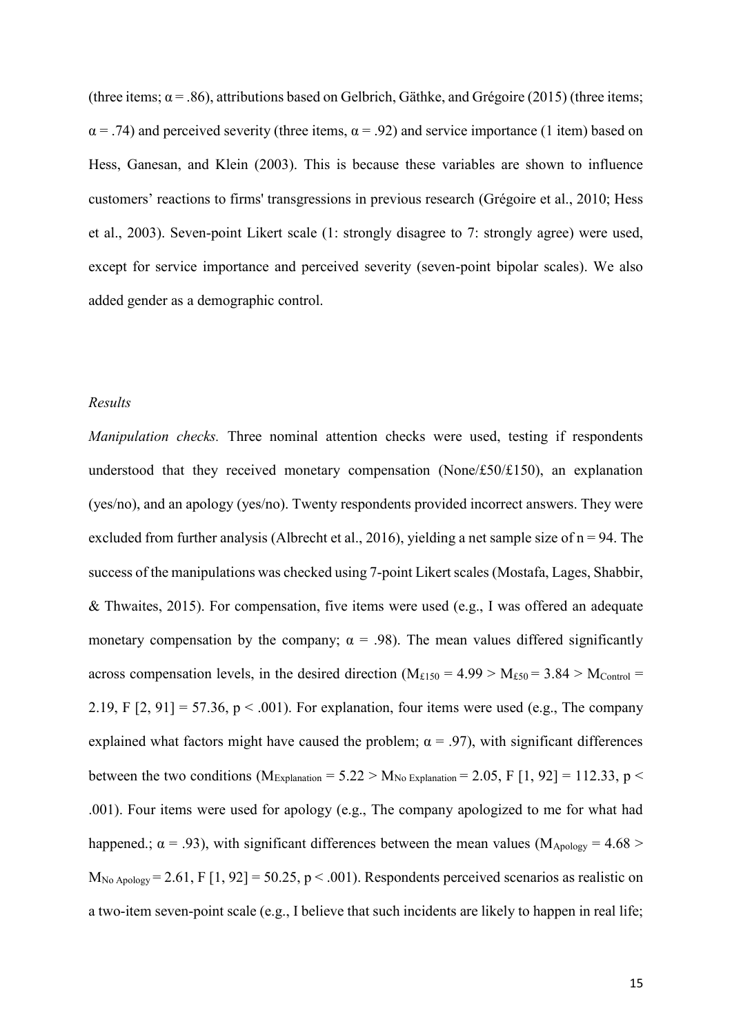(three items; $\alpha = .86$), attributions based on Gelbrich, Gäthke, and Grégoire (2015) (three items; $\alpha = .74$) and perceived severity (three items, $\alpha = .92$) and service importance (1 item) based on Hess, Ganesan, and Klein (2003). This is because these variables are shown to influence customers' reactions to firms' transgressions in previous research (Grégoire et al., 2010; Hess et al., 2003). Seven-point Likert scale (1: strongly disagree to 7: strongly agree) were used, except for service importance and perceived severity (seven-point bipolar scales). We also added gender as a demographic control.

*Results*

*Manipulation checks.* Three nominal attention checks were used, testing if respondents understood that they received monetary compensation (None/£50/£150), an explanation (yes/no), and an apology (yes/no). Twenty respondents provided incorrect answers. They were excluded from further analysis (Albrecht et al., 2016), yielding a net sample size of n = 94. The success of the manipulations was checked using 7-point Likert scales (Mostafa, Lages, Shabbir, & Thwaites, 2015). For compensation, five items were used (e.g., I was offered an adequate monetary compensation by the company; $\alpha = .98$). The mean values differed significantly across compensation levels, in the desired direction ($M_{£150} = 4.99 > M_{£50} = 3.84 > M_{Control} = 2.19$, $F [2, 91] = 57.36$, $p < .001$). For explanation, four items were used (e.g., The company explained what factors might have caused the problem; $\alpha = .97$), with significant differences between the two conditions ($M_{Explanation} = 5.22 > M_{No\ Explanation} = 2.05$, $F [1, 92] = 112.33$, $p < .001$). Four items were used for apology (e.g., The company apologized to me for what had happened.; $\alpha = .93$), with significant differences between the mean values ($M_{Apology} = 4.68 > M_{No\ Apology} = 2.61$, $F [1, 92] = 50.25$, $p < .001$). Respondents perceived scenarios as realistic on a two-item seven-point scale (e.g., I believe that such incidents are likely to happen in real life;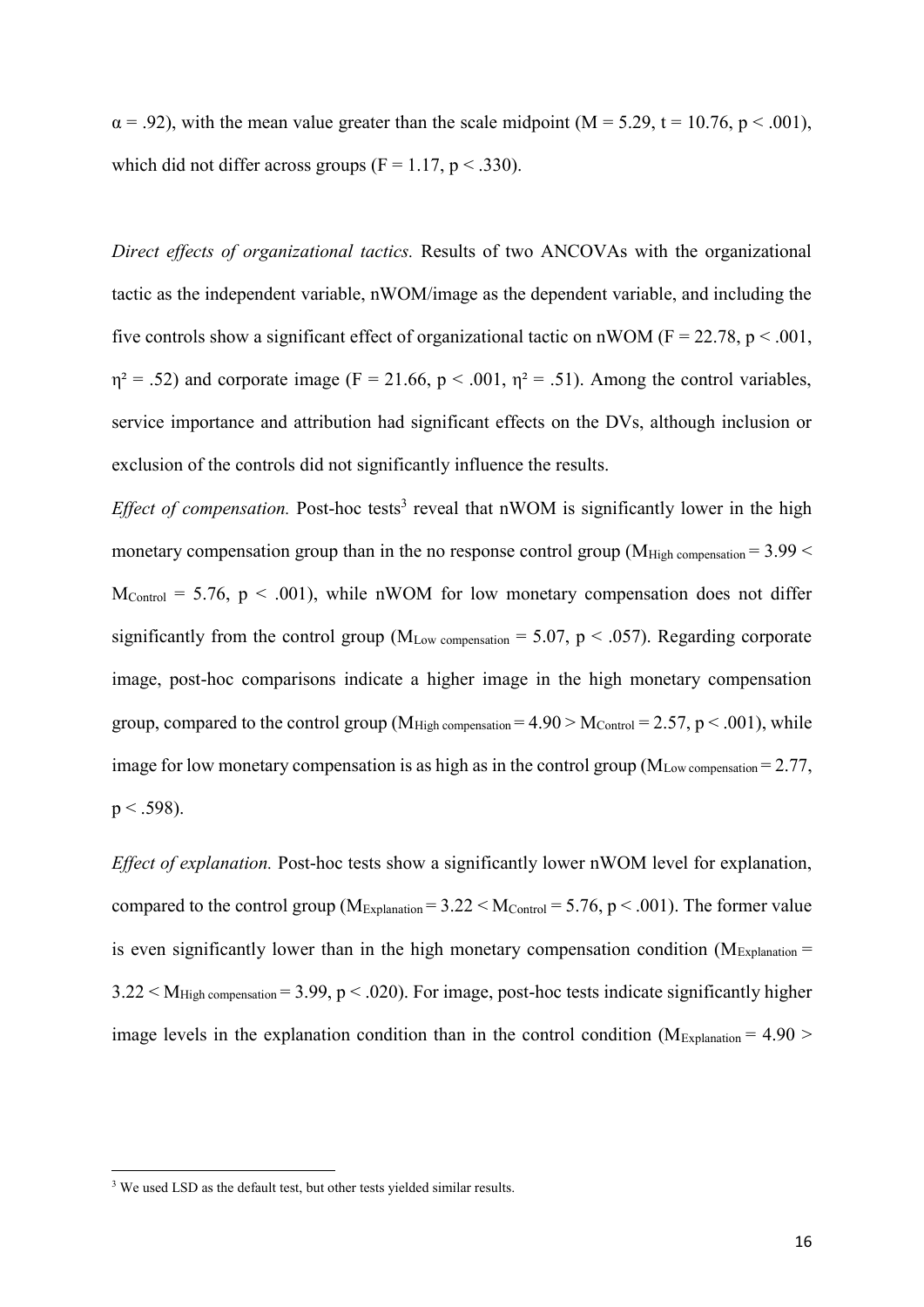$\alpha = .92$), with the mean value greater than the scale midpoint ($M = 5.29$, $t = 10.76$, $p < .001$), which did not differ across groups ($F = 1.17$, $p < .330$).

*Direct effects of organizational tactics.* Results of two ANCOVAs with the organizational tactic as the independent variable, nWOM/image as the dependent variable, and including the five controls show a significant effect of organizational tactic on nWOM ($F = 22.78$, $p < .001$, $\eta^2 = .52$) and corporate image ($F = 21.66$, $p < .001$, $\eta^2 = .51$). Among the control variables, service importance and attribution had significant effects on the DVs, although inclusion or exclusion of the controls did not significantly influence the results.

*Effect of compensation.* Post-hoc tests[3] reveal that nWOM is significantly lower in the high monetary compensation group than in the no response control group ($M_{\text{High compensation}} = 3.99 < M_{\text{Control}} = 5.76$, $p < .001$), while nWOM for low monetary compensation does not differ significantly from the control group ($M_{\text{Low compensation}} = 5.07$, $p < .057$). Regarding corporate image, post-hoc comparisons indicate a higher image in the high monetary compensation group, compared to the control group ($M_{\text{High compensation}} = 4.90 > M_{\text{Control}} = 2.57$, $p < .001$), while image for low monetary compensation is as high as in the control group ($M_{\text{Low compensation}} = 2.77$, $p < .598$).

*Effect of explanation.* Post-hoc tests show a significantly lower nWOM level for explanation, compared to the control group ($M_{\text{Explanation}} = 3.22 < M_{\text{Control}} = 5.76$, $p < .001$). The former value is even significantly lower than in the high monetary compensation condition ($M_{\text{Explanation}} = 3.22 < M_{\text{High compensation}} = 3.99$, $p < .020$). For image, post-hoc tests indicate significantly higher image levels in the explanation condition than in the control condition ($M_{\text{Explanation}} = 4.90 >$

[3] We used LSD as the default test, but other tests yielded similar results.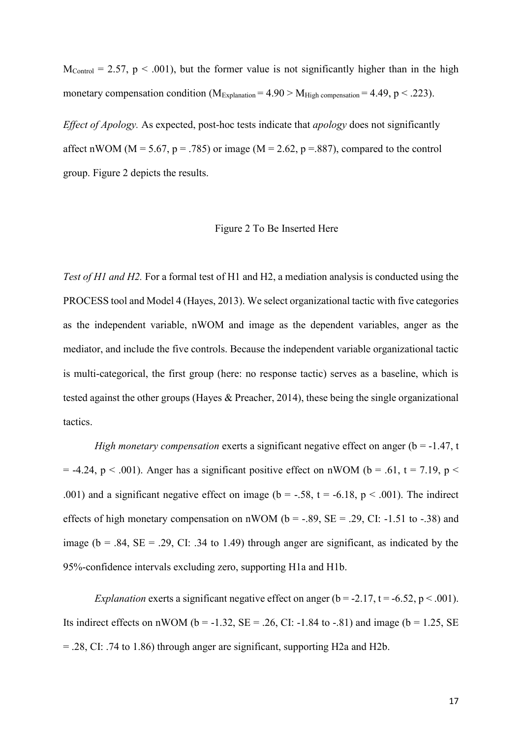$M_{Control} = 2.57$, $p < .001$), but the former value is not significantly higher than in the high monetary compensation condition ($M_{Explanation} = 4.90 > M_{High\ compensation} = 4.49$, $p < .223$).

*Effect of Apology.* As expected, post-hoc tests indicate that *apology* does not significantly affect nWOM ($M = 5.67$, $p = .785$) or image ($M = 2.62$, $p = .887$), compared to the control group. Figure 2 depicts the results.

Figure 2 To Be Inserted Here

*Test of H1 and H2.* For a formal test of H1 and H2, a mediation analysis is conducted using the PROCESS tool and Model 4 (Hayes, 2013). We select organizational tactic with five categories as the independent variable, nWOM and image as the dependent variables, anger as the mediator, and include the five controls. Because the independent variable organizational tactic is multi-categorical, the first group (here: no response tactic) serves as a baseline, which is tested against the other groups (Hayes & Preacher, 2014), these being the single organizational tactics.

*High monetary compensation* exerts a significant negative effect on anger ($b = -1.47$, $t = -4.24$, $p < .001$). Anger has a significant positive effect on nWOM ($b = .61$, $t = 7.19$, $p < .001$) and a significant negative effect on image ($b = -.58$, $t = -6.18$, $p < .001$). The indirect effects of high monetary compensation on nWOM ($b = -.89$, $SE = .29$, CI: -1.51 to -.38) and image ($b = .84$, $SE = .29$, CI: .34 to 1.49) through anger are significant, as indicated by the 95%-confidence intervals excluding zero, supporting H1a and H1b.

*Explanation* exerts a significant negative effect on anger ($b = -2.17$, $t = -6.52$, $p < .001$). Its indirect effects on nWOM ($b = -1.32$, $SE = .26$, CI: -1.84 to -.81) and image ($b = 1.25$, $SE = .28$, CI: .74 to 1.86) through anger are significant, supporting H2a and H2b.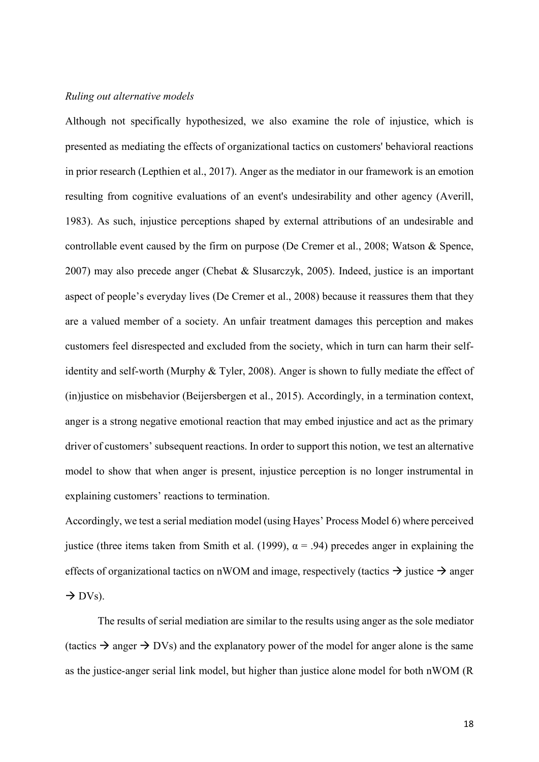*Ruling out alternative models*

Although not specifically hypothesized, we also examine the role of injustice, which is presented as mediating the effects of organizational tactics on customers' behavioral reactions in prior research (Lepthien et al., 2017). Anger as the mediator in our framework is an emotion resulting from cognitive evaluations of an event's undesirability and other agency (Averill, 1983). As such, injustice perceptions shaped by external attributions of an undesirable and controllable event caused by the firm on purpose (De Cremer et al., 2008; Watson & Spence, 2007) may also precede anger (Chebat & Slusarczyk, 2005). Indeed, justice is an important aspect of people's everyday lives (De Cremer et al., 2008) because it reassures them that they are a valued member of a society. An unfair treatment damages this perception and makes customers feel disrespected and excluded from the society, which in turn can harm their self-identity and self-worth (Murphy & Tyler, 2008). Anger is shown to fully mediate the effect of (in)justice on misbehavior (Beijersbergen et al., 2015). Accordingly, in a termination context, anger is a strong negative emotional reaction that may embed injustice and act as the primary driver of customers' subsequent reactions. In order to support this notion, we test an alternative model to show that when anger is present, injustice perception is no longer instrumental in explaining customers' reactions to termination.

Accordingly, we test a serial mediation model (using Hayes' Process Model 6) where perceived justice (three items taken from Smith et al. (1999), $\alpha = .94$) precedes anger in explaining the effects of organizational tactics on nWOM and image, respectively (tactics → justice → anger → DVs).

The results of serial mediation are similar to the results using anger as the sole mediator (tactics → anger → DVs) and the explanatory power of the model for anger alone is the same as the justice-anger serial link model, but higher than justice alone model for both nWOM (R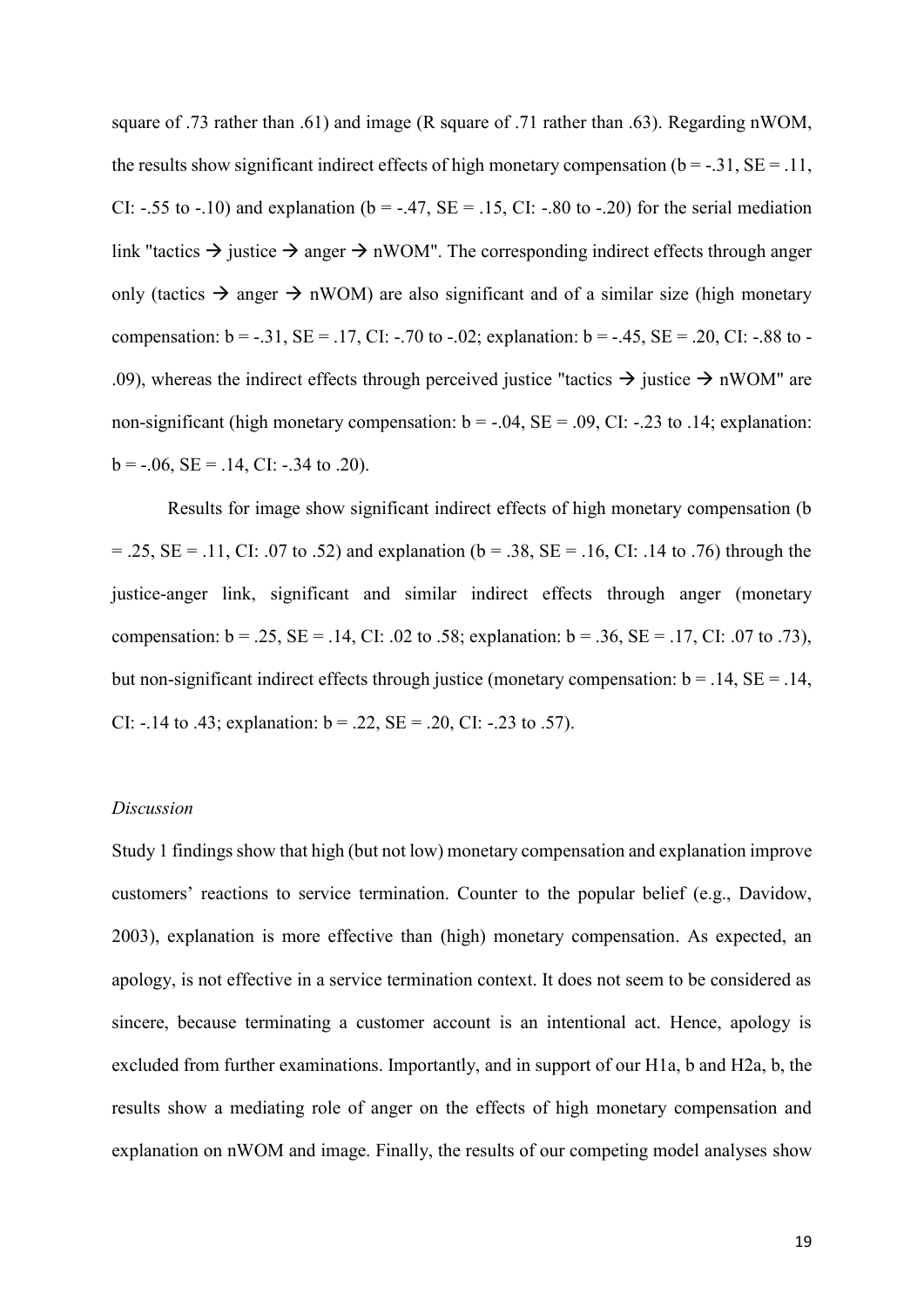square of .73 rather than .61) and image (R square of .71 rather than .63). Regarding nWOM, the results show significant indirect effects of high monetary compensation (b = -.31, SE = .11, CI: -.55 to -.10) and explanation (b = -.47, SE = .15, CI: -.80 to -.20) for the serial mediation link "tactics → justice → anger → nWOM". The corresponding indirect effects through anger only (tactics → anger → nWOM) are also significant and of a similar size (high monetary compensation: b = -.31, SE = .17, CI: -.70 to -.02; explanation: b = -.45, SE = .20, CI: -.88 to -.09), whereas the indirect effects through perceived justice "tactics → justice → nWOM" are non-significant (high monetary compensation: b = -.04, SE = .09, CI: -.23 to .14; explanation: b = -.06, SE = .14, CI: -.34 to .20).

Results for image show significant indirect effects of high monetary compensation (b = .25, SE = .11, CI: .07 to .52) and explanation (b = .38, SE = .16, CI: .14 to .76) through the justice-anger link, significant and similar indirect effects through anger (monetary compensation: b = .25, SE = .14, CI: .02 to .58; explanation: b = .36, SE = .17, CI: .07 to .73), but non-significant indirect effects through justice (monetary compensation: b = .14, SE = .14, CI: -.14 to .43; explanation: b = .22, SE = .20, CI: -.23 to .57).

*Discussion*

Study 1 findings show that high (but not low) monetary compensation and explanation improve customers' reactions to service termination. Counter to the popular belief (e.g., Davidow, 2003), explanation is more effective than (high) monetary compensation. As expected, an apology, is not effective in a service termination context. It does not seem to be considered as sincere, because terminating a customer account is an intentional act. Hence, apology is excluded from further examinations. Importantly, and in support of our H1a, b and H2a, b, the results show a mediating role of anger on the effects of high monetary compensation and explanation on nWOM and image. Finally, the results of our competing model analyses show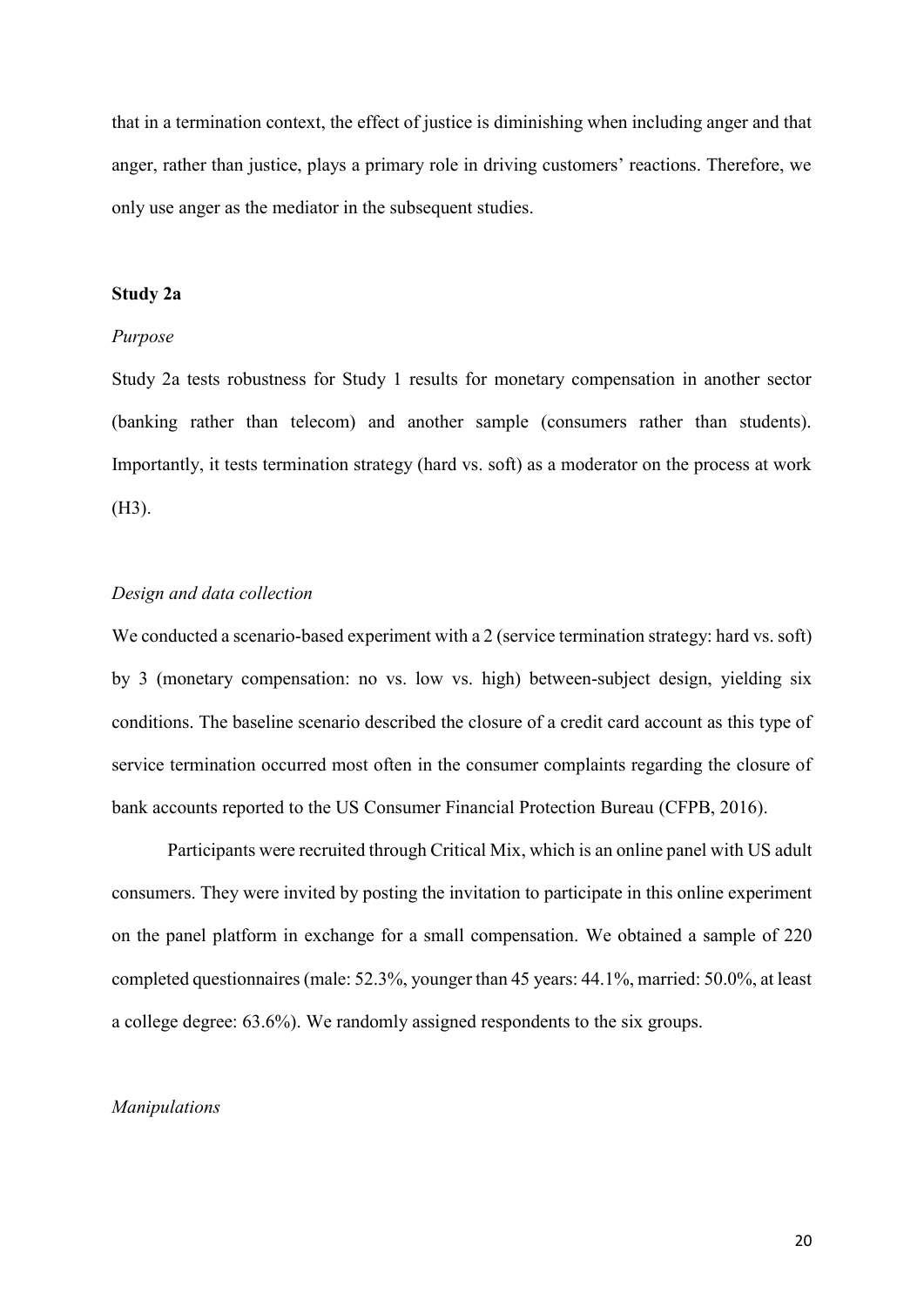that in a termination context, the effect of justice is diminishing when including anger and that anger, rather than justice, plays a primary role in driving customers' reactions. Therefore, we only use anger as the mediator in the subsequent studies.

**Study 2a**

*Purpose*

Study 2a tests robustness for Study 1 results for monetary compensation in another sector (banking rather than telecom) and another sample (consumers rather than students). Importantly, it tests termination strategy (hard vs. soft) as a moderator on the process at work (H3).

*Design and data collection*

We conducted a scenario-based experiment with a 2 (service termination strategy: hard vs. soft) by 3 (monetary compensation: no vs. low vs. high) between-subject design, yielding six conditions. The baseline scenario described the closure of a credit card account as this type of service termination occurred most often in the consumer complaints regarding the closure of bank accounts reported to the US Consumer Financial Protection Bureau (CFPB, 2016).

Participants were recruited through Critical Mix, which is an online panel with US adult consumers. They were invited by posting the invitation to participate in this online experiment on the panel platform in exchange for a small compensation. We obtained a sample of 220 completed questionnaires (male: 52.3%, younger than 45 years: 44.1%, married: 50.0%, at least a college degree: 63.6%). We randomly assigned respondents to the six groups.

*Manipulations*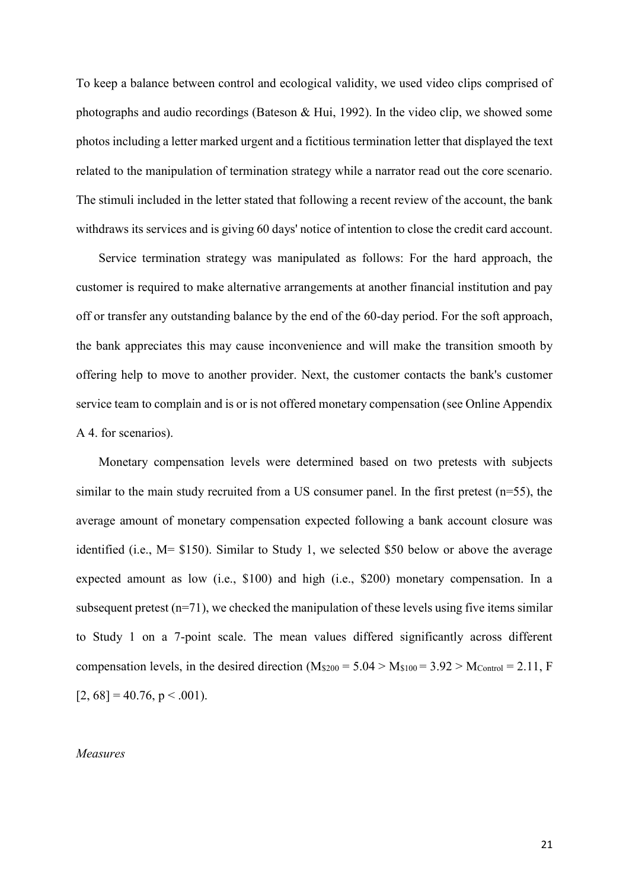To keep a balance between control and ecological validity, we used video clips comprised of photographs and audio recordings (Bateson & Hui, 1992). In the video clip, we showed some photos including a letter marked urgent and a fictitious termination letter that displayed the text related to the manipulation of termination strategy while a narrator read out the core scenario. The stimuli included in the letter stated that following a recent review of the account, the bank withdraws its services and is giving 60 days' notice of intention to close the credit card account.

Service termination strategy was manipulated as follows: For the hard approach, the customer is required to make alternative arrangements at another financial institution and pay off or transfer any outstanding balance by the end of the 60-day period. For the soft approach, the bank appreciates this may cause inconvenience and will make the transition smooth by offering help to move to another provider. Next, the customer contacts the bank's customer service team to complain and is or is not offered monetary compensation (see Online Appendix A 4. for scenarios).

Monetary compensation levels were determined based on two pretests with subjects similar to the main study recruited from a US consumer panel. In the first pretest (n=55), the average amount of monetary compensation expected following a bank account closure was identified (i.e., M= \$150). Similar to Study 1, we selected \$50 below or above the average expected amount as low (i.e., \$100) and high (i.e., \$200) monetary compensation. In a subsequent pretest (n=71), we checked the manipulation of these levels using five items similar to Study 1 on a 7-point scale. The mean values differed significantly across different compensation levels, in the desired direction ($M_{\$200} = 5.04 > M_{\$100} = 3.92 > M_{Control} = 2.11$, $F [2, 68] = 40.76$, $p < .001$).

*Measures*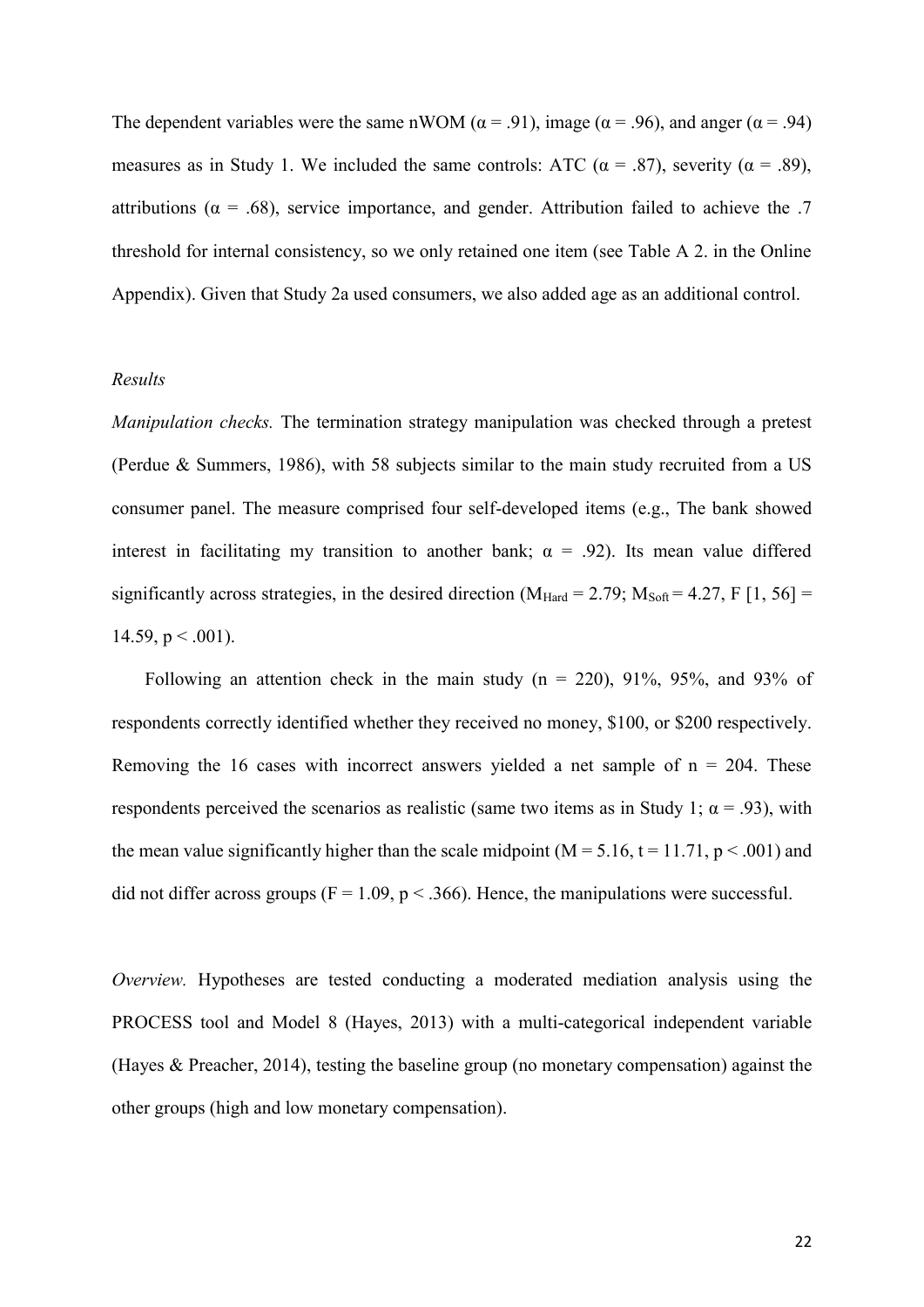The dependent variables were the same nWOM ($\alpha = .91$), image ($\alpha = .96$), and anger ($\alpha = .94$) measures as in Study 1. We included the same controls: ATC ($\alpha = .87$), severity ($\alpha = .89$), attributions ($\alpha = .68$), service importance, and gender. Attribution failed to achieve the .7 threshold for internal consistency, so we only retained one item (see Table A 2. in the Online Appendix). Given that Study 2a used consumers, we also added age as an additional control.

*Results*

*Manipulation checks.* The termination strategy manipulation was checked through a pretest (Perdue & Summers, 1986), with 58 subjects similar to the main study recruited from a US consumer panel. The measure comprised four self-developed items (e.g., The bank showed interest in facilitating my transition to another bank; $\alpha = .92$). Its mean value differed significantly across strategies, in the desired direction ($M_{Hard} = 2.79$; $M_{Soft} = 4.27$, $F [1, 56] = 14.59$, $p < .001$).

Following an attention check in the main study ($n = 220$), 91%, 95%, and 93% of respondents correctly identified whether they received no money, \$100, or \$200 respectively. Removing the 16 cases with incorrect answers yielded a net sample of $n = 204$. These respondents perceived the scenarios as realistic (same two items as in Study 1; $\alpha = .93$), with the mean value significantly higher than the scale midpoint ($M = 5.16$, $t = 11.71$, $p < .001$) and did not differ across groups ($F = 1.09$, $p < .366$). Hence, the manipulations were successful.

*Overview.* Hypotheses are tested conducting a moderated mediation analysis using the PROCESS tool and Model 8 (Hayes, 2013) with a multi-categorical independent variable (Hayes & Preacher, 2014), testing the baseline group (no monetary compensation) against the other groups (high and low monetary compensation).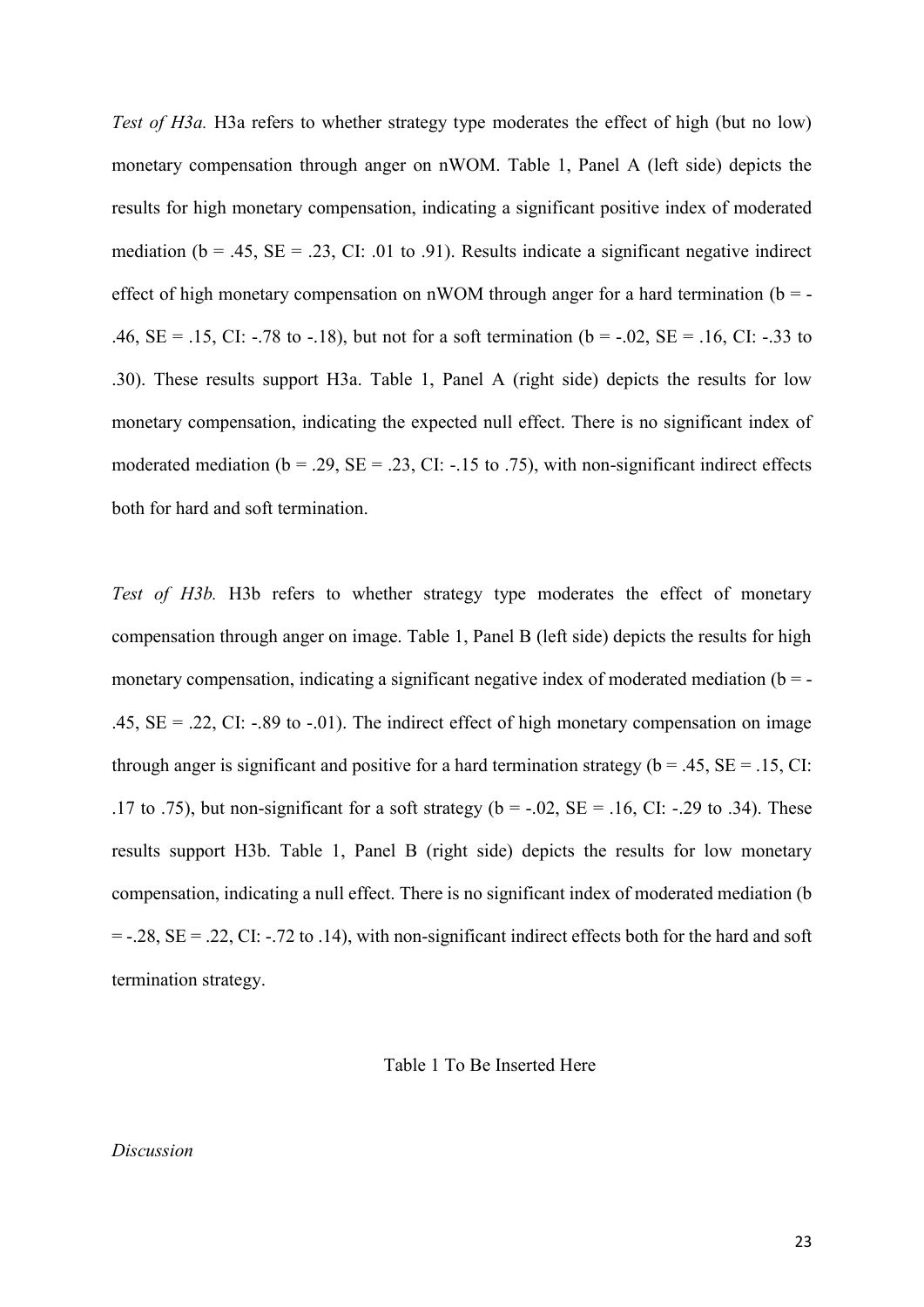*Test of H3a.* H3a refers to whether strategy type moderates the effect of high (but no low) monetary compensation through anger on nWOM. Table 1, Panel A (left side) depicts the results for high monetary compensation, indicating a significant positive index of moderated mediation (b = .45, SE = .23, CI: .01 to .91). Results indicate a significant negative indirect effect of high monetary compensation on nWOM through anger for a hard termination (b = -.46, SE = .15, CI: -.78 to -.18), but not for a soft termination (b = -.02, SE = .16, CI: -.33 to .30). These results support H3a. Table 1, Panel A (right side) depicts the results for low monetary compensation, indicating the expected null effect. There is no significant index of moderated mediation (b = .29, SE = .23, CI: -.15 to .75), with non-significant indirect effects both for hard and soft termination.

*Test of H3b.* H3b refers to whether strategy type moderates the effect of monetary compensation through anger on image. Table 1, Panel B (left side) depicts the results for high monetary compensation, indicating a significant negative index of moderated mediation (b = -.45, SE = .22, CI: -.89 to -.01). The indirect effect of high monetary compensation on image through anger is significant and positive for a hard termination strategy (b = .45, SE = .15, CI: .17 to .75), but non-significant for a soft strategy (b = -.02, SE = .16, CI: -.29 to .34). These results support H3b. Table 1, Panel B (right side) depicts the results for low monetary compensation, indicating a null effect. There is no significant index of moderated mediation (b = -.28, SE = .22, CI: -.72 to .14), with non-significant indirect effects both for the hard and soft termination strategy.

Table 1 To Be Inserted Here

*Discussion*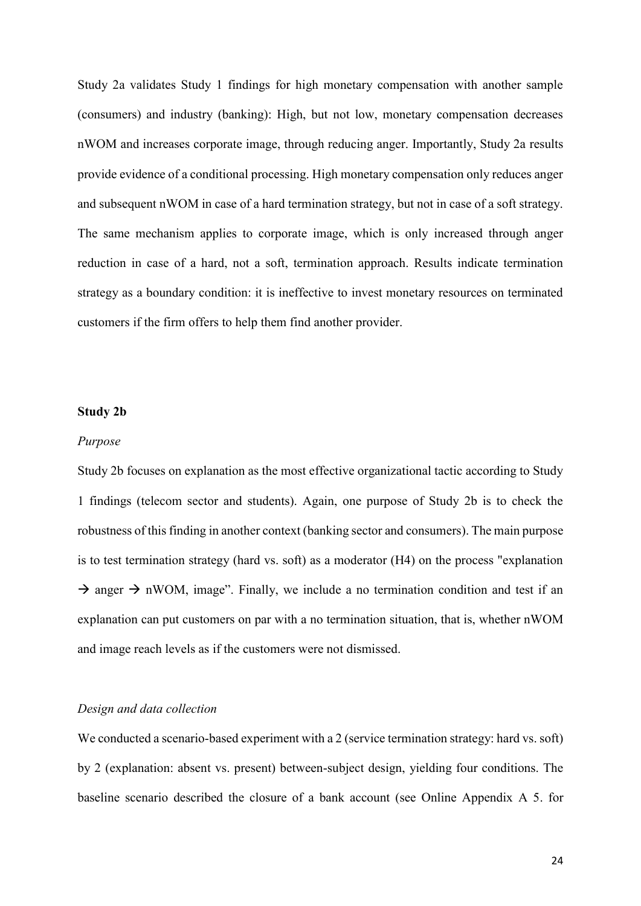Study 2a validates Study 1 findings for high monetary compensation with another sample (consumers) and industry (banking): High, but not low, monetary compensation decreases nWOM and increases corporate image, through reducing anger. Importantly, Study 2a results provide evidence of a conditional processing. High monetary compensation only reduces anger and subsequent nWOM in case of a hard termination strategy, but not in case of a soft strategy. The same mechanism applies to corporate image, which is only increased through anger reduction in case of a hard, not a soft, termination approach. Results indicate termination strategy as a boundary condition: it is ineffective to invest monetary resources on terminated customers if the firm offers to help them find another provider.

**Study 2b**

*Purpose*

Study 2b focuses on explanation as the most effective organizational tactic according to Study 1 findings (telecom sector and students). Again, one purpose of Study 2b is to check the robustness of this finding in another context (banking sector and consumers). The main purpose is to test termination strategy (hard vs. soft) as a moderator (H4) on the process "explanation → anger → nWOM, image". Finally, we include a no termination condition and test if an explanation can put customers on par with a no termination situation, that is, whether nWOM and image reach levels as if the customers were not dismissed.

*Design and data collection*

We conducted a scenario-based experiment with a 2 (service termination strategy: hard vs. soft) by 2 (explanation: absent vs. present) between-subject design, yielding four conditions. The baseline scenario described the closure of a bank account (see Online Appendix A 5. for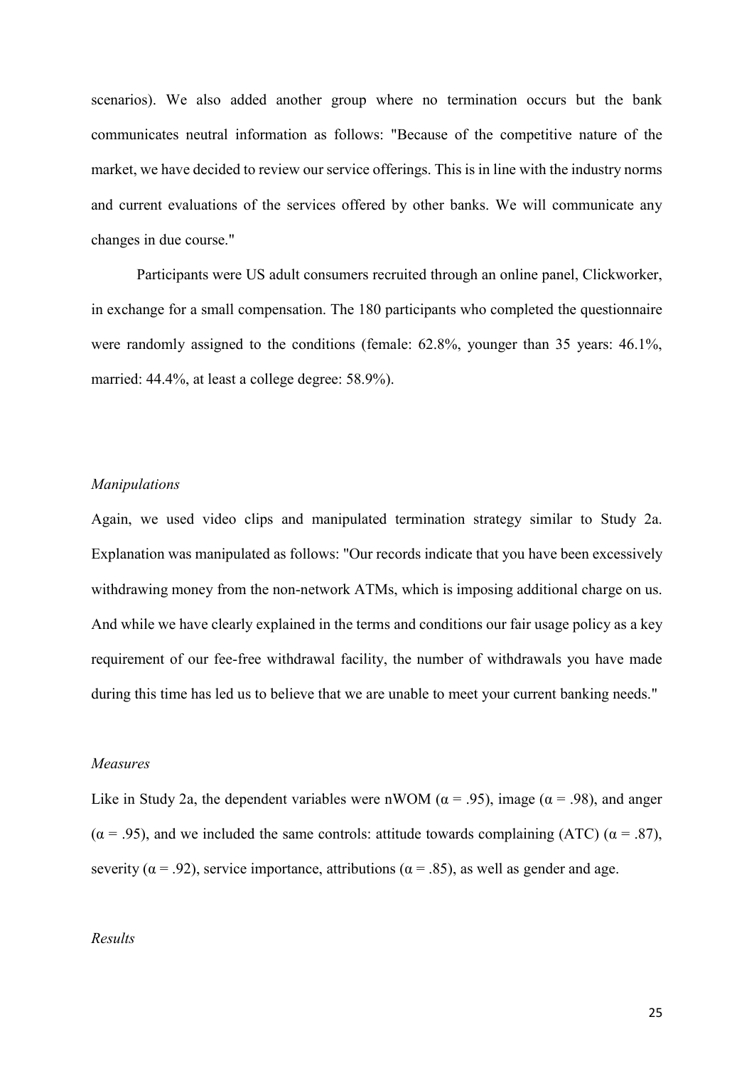scenarios). We also added another group where no termination occurs but the bank communicates neutral information as follows: "Because of the competitive nature of the market, we have decided to review our service offerings. This is in line with the industry norms and current evaluations of the services offered by other banks. We will communicate any changes in due course."

Participants were US adult consumers recruited through an online panel, Clickworker, in exchange for a small compensation. The 180 participants who completed the questionnaire were randomly assigned to the conditions (female: 62.8%, younger than 35 years: 46.1%, married: 44.4%, at least a college degree: 58.9%).

*Manipulations*

Again, we used video clips and manipulated termination strategy similar to Study 2a. Explanation was manipulated as follows: "Our records indicate that you have been excessively withdrawing money from the non-network ATMs, which is imposing additional charge on us. And while we have clearly explained in the terms and conditions our fair usage policy as a key requirement of our fee-free withdrawal facility, the number of withdrawals you have made during this time has led us to believe that we are unable to meet your current banking needs."

*Measures*

Like in Study 2a, the dependent variables were nWOM ($\alpha = .95$), image ($\alpha = .98$), and anger ($\alpha = .95$), and we included the same controls: attitude towards complaining (ATC) ($\alpha = .87$), severity ($\alpha = .92$), service importance, attributions ($\alpha = .85$), as well as gender and age.

*Results*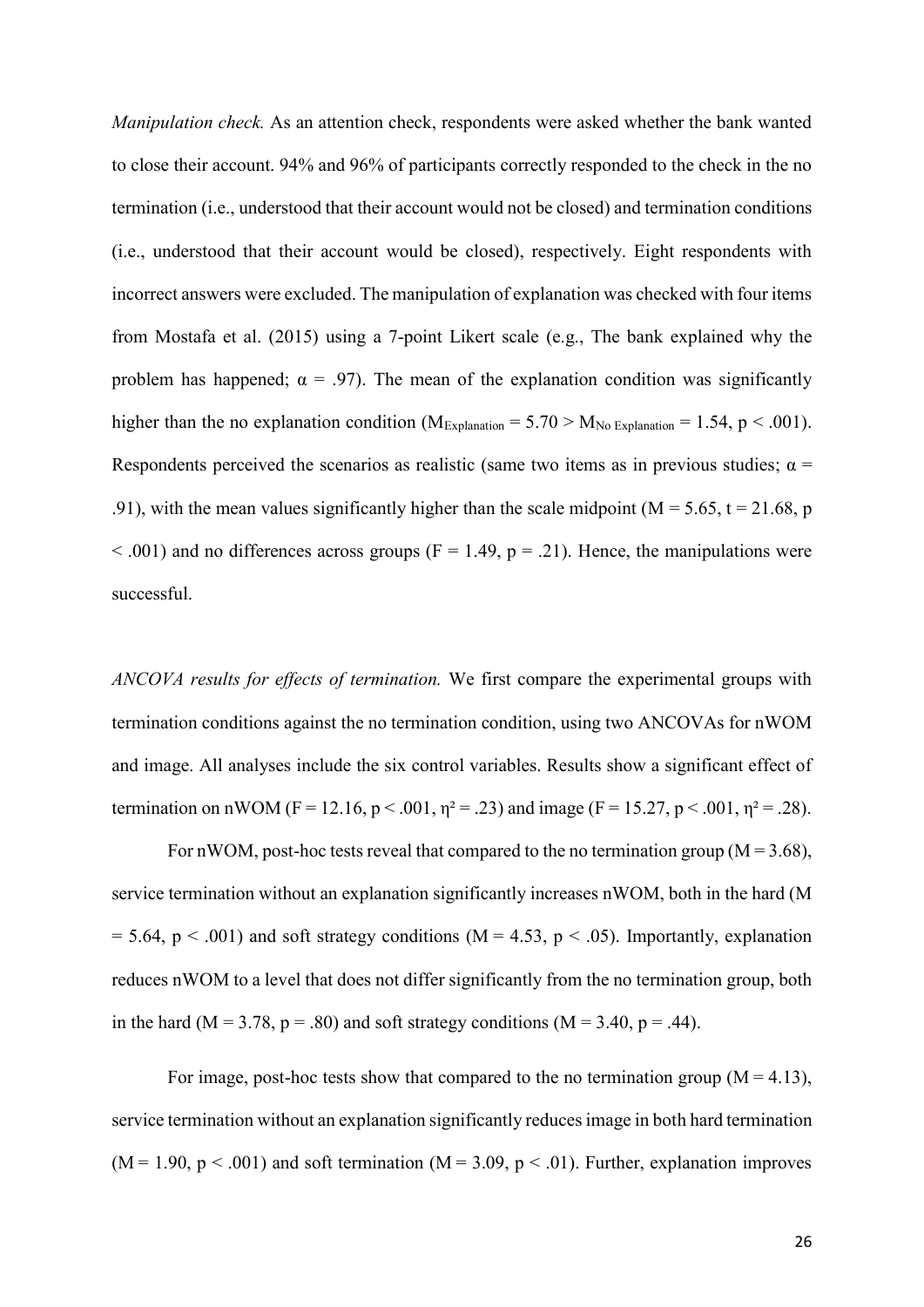*Manipulation check.* As an attention check, respondents were asked whether the bank wanted to close their account. 94% and 96% of participants correctly responded to the check in the no termination (i.e., understood that their account would not be closed) and termination conditions (i.e., understood that their account would be closed), respectively. Eight respondents with incorrect answers were excluded. The manipulation of explanation was checked with four items from Mostafa et al. (2015) using a 7-point Likert scale (e.g., The bank explained why the problem has happened; $\alpha = .97$). The mean of the explanation condition was significantly higher than the no explanation condition ($M_{Explanation} = 5.70 > M_{No\ Explanation} = 1.54$, $p < .001$). Respondents perceived the scenarios as realistic (same two items as in previous studies; $\alpha = .91$), with the mean values significantly higher than the scale midpoint ($M = 5.65$, $t = 21.68$, $p < .001$) and no differences across groups ($F = 1.49$, $p = .21$). Hence, the manipulations were successful.

*ANCOVA results for effects of termination.* We first compare the experimental groups with termination conditions against the no termination condition, using two ANCOVAs for nWOM and image. All analyses include the six control variables. Results show a significant effect of termination on nWOM ($F = 12.16$, $p < .001$, $\eta^2 = .23$) and image ($F = 15.27$, $p < .001$, $\eta^2 = .28$).

For nWOM, post-hoc tests reveal that compared to the no termination group ($M = 3.68$), service termination without an explanation significantly increases nWOM, both in the hard ($M = 5.64$, $p < .001$) and soft strategy conditions ($M = 4.53$, $p < .05$). Importantly, explanation reduces nWOM to a level that does not differ significantly from the no termination group, both in the hard ($M = 3.78$, $p = .80$) and soft strategy conditions ($M = 3.40$, $p = .44$).

For image, post-hoc tests show that compared to the no termination group ($M = 4.13$), service termination without an explanation significantly reduces image in both hard termination ($M = 1.90$, $p < .001$) and soft termination ($M = 3.09$, $p < .01$). Further, explanation improves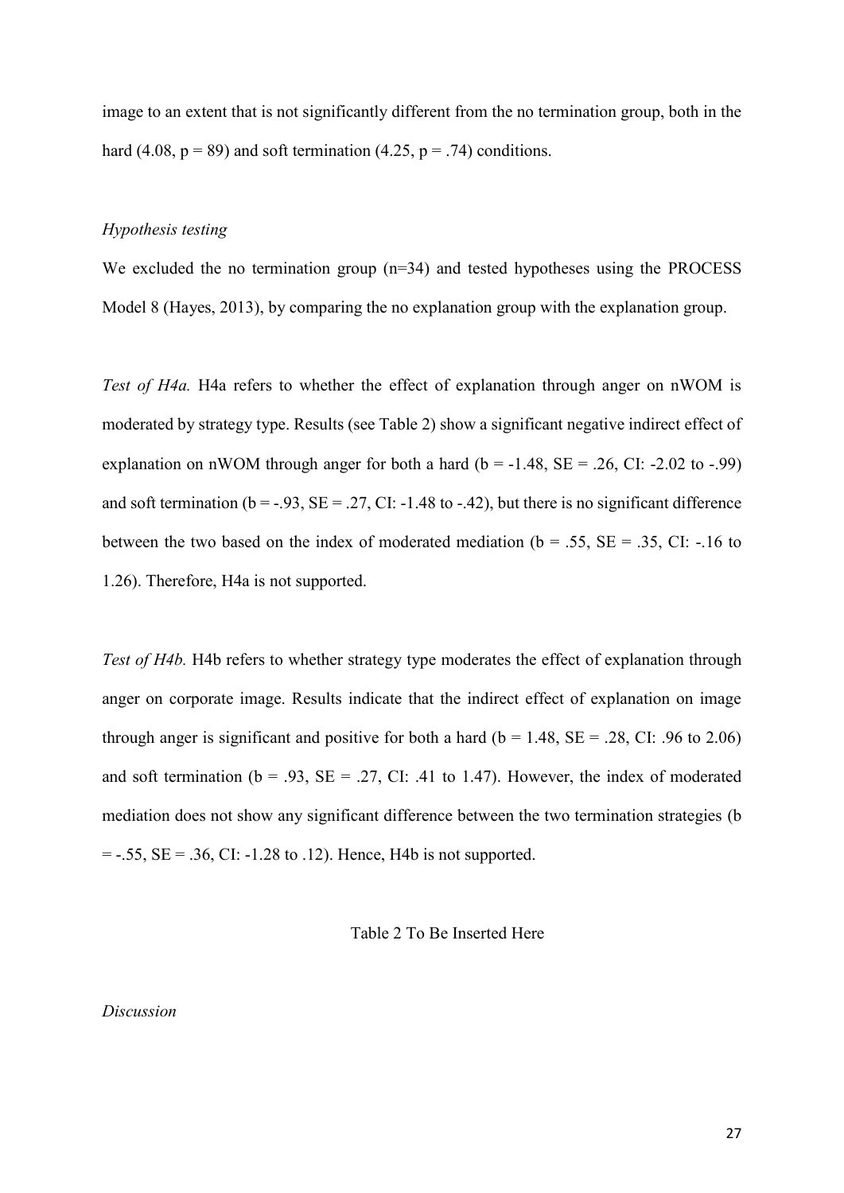image to an extent that is not significantly different from the no termination group, both in the hard (4.08, $p = 89$) and soft termination (4.25, $p = .74$) conditions.

*Hypothesis testing*

We excluded the no termination group (n=34) and tested hypotheses using the PROCESS Model 8 (Hayes, 2013), by comparing the no explanation group with the explanation group.

*Test of H4a.* H4a refers to whether the effect of explanation through anger on nWOM is moderated by strategy type. Results (see Table 2) show a significant negative indirect effect of explanation on nWOM through anger for both a hard ($b = -1.48$, $SE = .26$, CI: -2.02 to -.99) and soft termination ($b = -.93$, $SE = .27$, CI: -1.48 to -.42), but there is no significant difference between the two based on the index of moderated mediation ($b = .55$, $SE = .35$, CI: -.16 to 1.26). Therefore, H4a is not supported.

*Test of H4b.* H4b refers to whether strategy type moderates the effect of explanation through anger on corporate image. Results indicate that the indirect effect of explanation on image through anger is significant and positive for both a hard ($b = 1.48$, $SE = .28$, CI: .96 to 2.06) and soft termination ($b = .93$, $SE = .27$, CI: .41 to 1.47). However, the index of moderated mediation does not show any significant difference between the two termination strategies ($b = -.55$, $SE = .36$, CI: -1.28 to .12). Hence, H4b is not supported.

Table 2 To Be Inserted Here

*Discussion*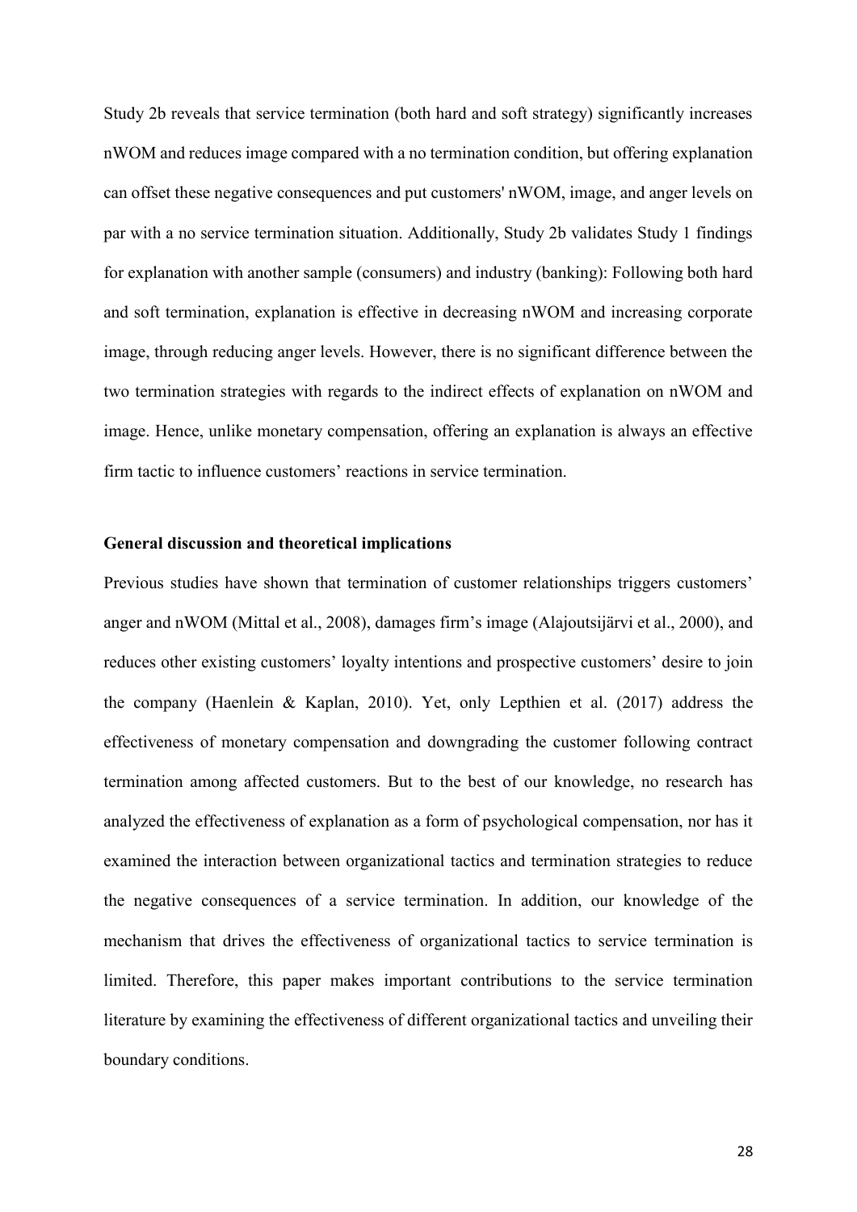Study 2b reveals that service termination (both hard and soft strategy) significantly increases nWOM and reduces image compared with a no termination condition, but offering explanation can offset these negative consequences and put customers' nWOM, image, and anger levels on par with a no service termination situation. Additionally, Study 2b validates Study 1 findings for explanation with another sample (consumers) and industry (banking): Following both hard and soft termination, explanation is effective in decreasing nWOM and increasing corporate image, through reducing anger levels. However, there is no significant difference between the two termination strategies with regards to the indirect effects of explanation on nWOM and image. Hence, unlike monetary compensation, offering an explanation is always an effective firm tactic to influence customers' reactions in service termination.

## General discussion and theoretical implications

Previous studies have shown that termination of customer relationships triggers customers' anger and nWOM (Mittal et al., 2008), damages firm's image (Alajoutsijärvi et al., 2000), and reduces other existing customers' loyalty intentions and prospective customers' desire to join the company (Haenlein & Kaplan, 2010). Yet, only Lepthien et al. (2017) address the effectiveness of monetary compensation and downgrading the customer following contract termination among affected customers. But to the best of our knowledge, no research has analyzed the effectiveness of explanation as a form of psychological compensation, nor has it examined the interaction between organizational tactics and termination strategies to reduce the negative consequences of a service termination. In addition, our knowledge of the mechanism that drives the effectiveness of organizational tactics to service termination is limited. Therefore, this paper makes important contributions to the service termination literature by examining the effectiveness of different organizational tactics and unveiling their boundary conditions.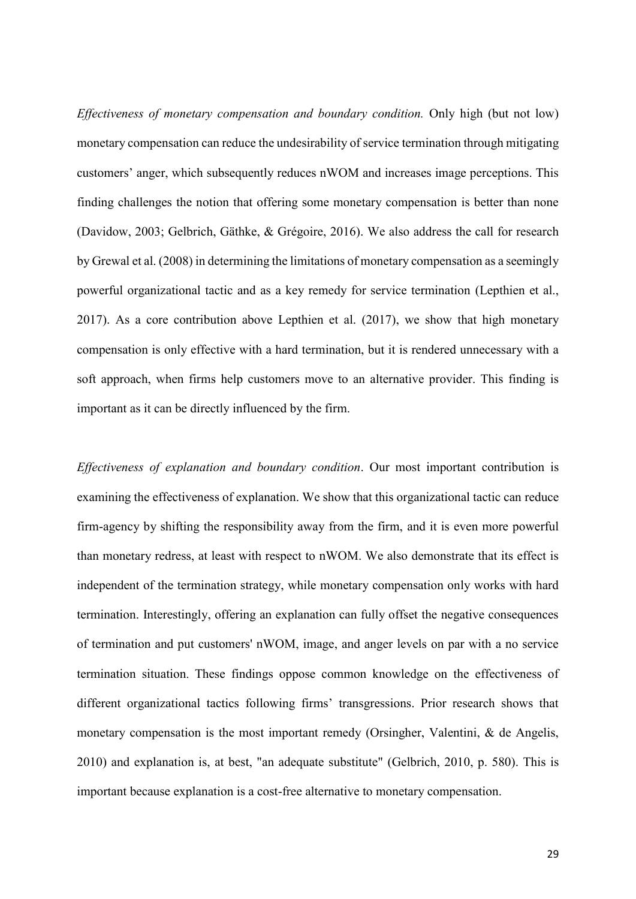*Effectiveness of monetary compensation and boundary condition.* Only high (but not low) monetary compensation can reduce the undesirability of service termination through mitigating customers' anger, which subsequently reduces nWOM and increases image perceptions. This finding challenges the notion that offering some monetary compensation is better than none (Davidow, 2003; Gelbrich, Gäthke, & Grégoire, 2016). We also address the call for research by Grewal et al. (2008) in determining the limitations of monetary compensation as a seemingly powerful organizational tactic and as a key remedy for service termination (Lepthien et al., 2017). As a core contribution above Lepthien et al. (2017), we show that high monetary compensation is only effective with a hard termination, but it is rendered unnecessary with a soft approach, when firms help customers move to an alternative provider. This finding is important as it can be directly influenced by the firm.

*Effectiveness of explanation and boundary condition*. Our most important contribution is examining the effectiveness of explanation. We show that this organizational tactic can reduce firm-agency by shifting the responsibility away from the firm, and it is even more powerful than monetary redress, at least with respect to nWOM. We also demonstrate that its effect is independent of the termination strategy, while monetary compensation only works with hard termination. Interestingly, offering an explanation can fully offset the negative consequences of termination and put customers' nWOM, image, and anger levels on par with a no service termination situation. These findings oppose common knowledge on the effectiveness of different organizational tactics following firms' transgressions. Prior research shows that monetary compensation is the most important remedy (Orsingher, Valentini, & de Angelis, 2010) and explanation is, at best, "an adequate substitute" (Gelbrich, 2010, p. 580). This is important because explanation is a cost-free alternative to monetary compensation.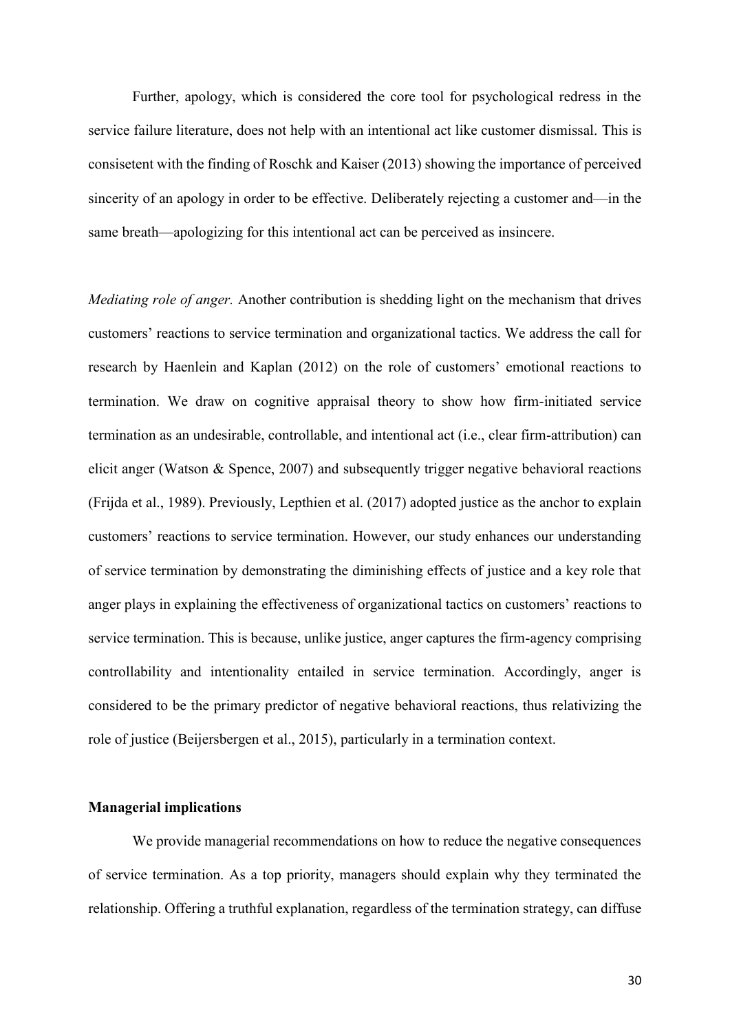Further, apology, which is considered the core tool for psychological redress in the service failure literature, does not help with an intentional act like customer dismissal. This is consisetent with the finding of Roschk and Kaiser (2013) showing the importance of perceived sincerity of an apology in order to be effective. Deliberately rejecting a customer and—in the same breath—apologizing for this intentional act can be perceived as insincere.

*Mediating role of anger.* Another contribution is shedding light on the mechanism that drives customers' reactions to service termination and organizational tactics. We address the call for research by Haenlein and Kaplan (2012) on the role of customers' emotional reactions to termination. We draw on cognitive appraisal theory to show how firm-initiated service termination as an undesirable, controllable, and intentional act (i.e., clear firm-attribution) can elicit anger (Watson & Spence, 2007) and subsequently trigger negative behavioral reactions (Frijda et al., 1989). Previously, Lepthien et al. (2017) adopted justice as the anchor to explain customers' reactions to service termination. However, our study enhances our understanding of service termination by demonstrating the diminishing effects of justice and a key role that anger plays in explaining the effectiveness of organizational tactics on customers' reactions to service termination. This is because, unlike justice, anger captures the firm-agency comprising controllability and intentionality entailed in service termination. Accordingly, anger is considered to be the primary predictor of negative behavioral reactions, thus relativizing the role of justice (Beijersbergen et al., 2015), particularly in a termination context.

### Managerial implications

We provide managerial recommendations on how to reduce the negative consequences of service termination. As a top priority, managers should explain why they terminated the relationship. Offering a truthful explanation, regardless of the termination strategy, can diffuse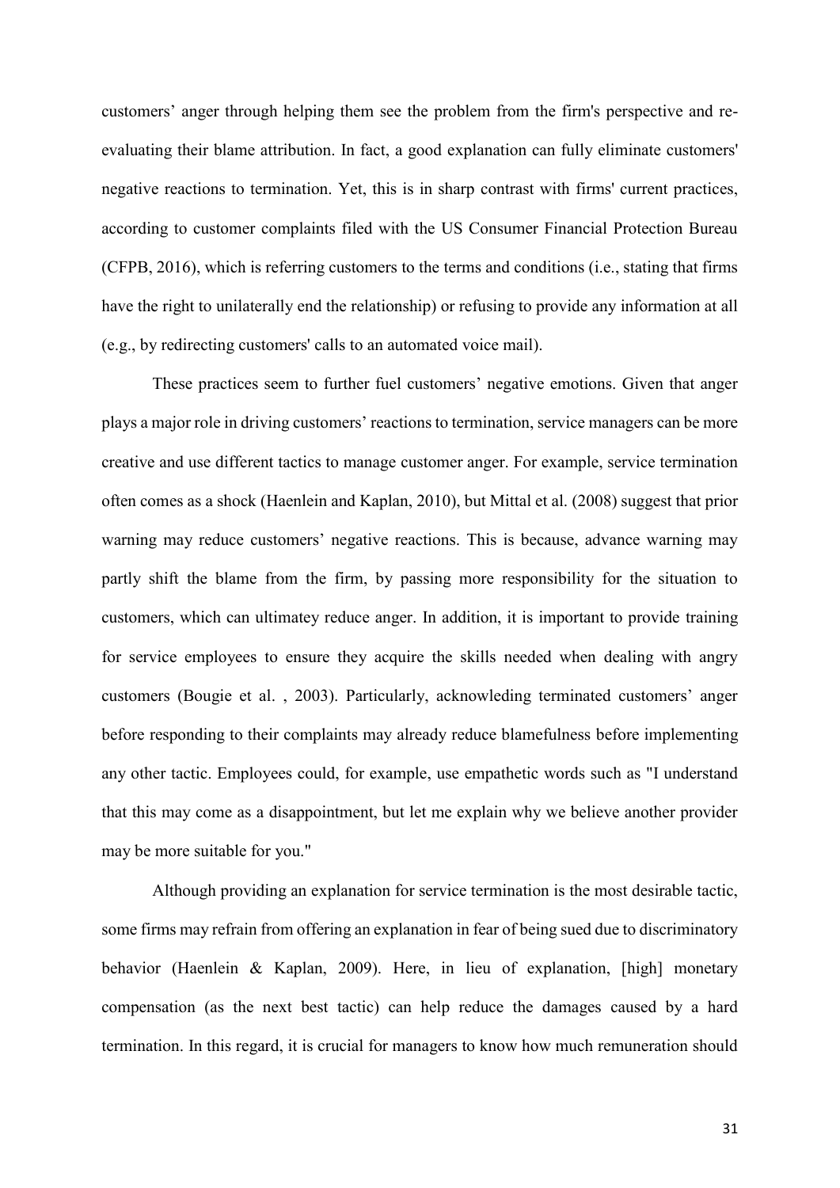customers' anger through helping them see the problem from the firm's perspective and re-evaluating their blame attribution. In fact, a good explanation can fully eliminate customers' negative reactions to termination. Yet, this is in sharp contrast with firms' current practices, according to customer complaints filed with the US Consumer Financial Protection Bureau (CFPB, 2016), which is referring customers to the terms and conditions (i.e., stating that firms have the right to unilaterally end the relationship) or refusing to provide any information at all (e.g., by redirecting customers' calls to an automated voice mail).

These practices seem to further fuel customers' negative emotions. Given that anger plays a major role in driving customers' reactions to termination, service managers can be more creative and use different tactics to manage customer anger. For example, service termination often comes as a shock (Haenlein and Kaplan, 2010), but Mittal et al. (2008) suggest that prior warning may reduce customers' negative reactions. This is because, advance warning may partly shift the blame from the firm, by passing more responsibility for the situation to customers, which can ultimatey reduce anger. In addition, it is important to provide training for service employees to ensure they acquire the skills needed when dealing with angry customers (Bougie et al. , 2003). Particularly, acknowleding terminated customers' anger before responding to their complaints may already reduce blamefulness before implementing any other tactic. Employees could, for example, use empathetic words such as "I understand that this may come as a disappointment, but let me explain why we believe another provider may be more suitable for you."

Although providing an explanation for service termination is the most desirable tactic, some firms may refrain from offering an explanation in fear of being sued due to discriminatory behavior (Haenlein & Kaplan, 2009). Here, in lieu of explanation, [high] monetary compensation (as the next best tactic) can help reduce the damages caused by a hard termination. In this regard, it is crucial for managers to know how much remuneration should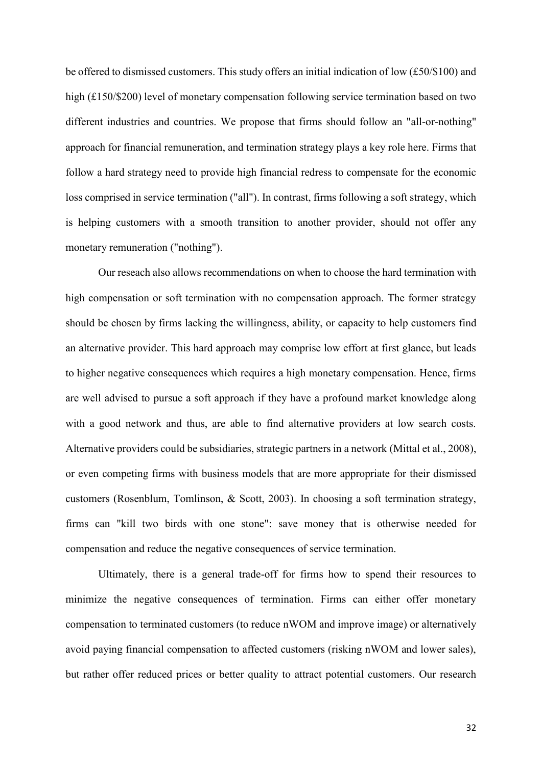be offered to dismissed customers. This study offers an initial indication of low (£50/\$100) and high (£150/\$200) level of monetary compensation following service termination based on two different industries and countries. We propose that firms should follow an "all-or-nothing" approach for financial remuneration, and termination strategy plays a key role here. Firms that follow a hard strategy need to provide high financial redress to compensate for the economic loss comprised in service termination ("all"). In contrast, firms following a soft strategy, which is helping customers with a smooth transition to another provider, should not offer any monetary remuneration ("nothing").

Our reseach also allows recommendations on when to choose the hard termination with high compensation or soft termination with no compensation approach. The former strategy should be chosen by firms lacking the willingness, ability, or capacity to help customers find an alternative provider. This hard approach may comprise low effort at first glance, but leads to higher negative consequences which requires a high monetary compensation. Hence, firms are well advised to pursue a soft approach if they have a profound market knowledge along with a good network and thus, are able to find alternative providers at low search costs. Alternative providers could be subsidiaries, strategic partners in a network (Mittal et al., 2008), or even competing firms with business models that are more appropriate for their dismissed customers (Rosenblum, Tomlinson, & Scott, 2003). In choosing a soft termination strategy, firms can "kill two birds with one stone": save money that is otherwise needed for compensation and reduce the negative consequences of service termination.

Ultimately, there is a general trade-off for firms how to spend their resources to minimize the negative consequences of termination. Firms can either offer monetary compensation to terminated customers (to reduce nWOM and improve image) or alternatively avoid paying financial compensation to affected customers (risking nWOM and lower sales), but rather offer reduced prices or better quality to attract potential customers. Our research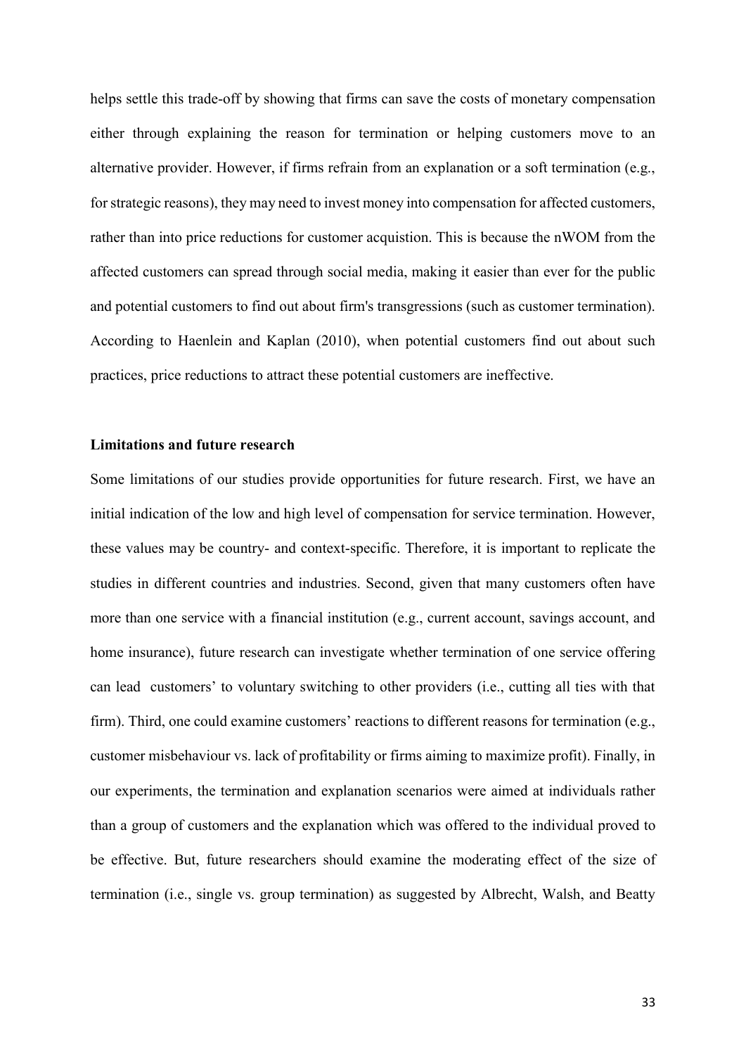helps settle this trade-off by showing that firms can save the costs of monetary compensation either through explaining the reason for termination or helping customers move to an alternative provider. However, if firms refrain from an explanation or a soft termination (e.g., for strategic reasons), they may need to invest money into compensation for affected customers, rather than into price reductions for customer acquistion. This is because the nWOM from the affected customers can spread through social media, making it easier than ever for the public and potential customers to find out about firm's transgressions (such as customer termination). According to Haenlein and Kaplan (2010), when potential customers find out about such practices, price reductions to attract these potential customers are ineffective.

## Limitations and future research

Some limitations of our studies provide opportunities for future research. First, we have an initial indication of the low and high level of compensation for service termination. However, these values may be country- and context-specific. Therefore, it is important to replicate the studies in different countries and industries. Second, given that many customers often have more than one service with a financial institution (e.g., current account, savings account, and home insurance), future research can investigate whether termination of one service offering can lead customers' to voluntary switching to other providers (i.e., cutting all ties with that firm). Third, one could examine customers' reactions to different reasons for termination (e.g., customer misbehaviour vs. lack of profitability or firms aiming to maximize profit). Finally, in our experiments, the termination and explanation scenarios were aimed at individuals rather than a group of customers and the explanation which was offered to the individual proved to be effective. But, future researchers should examine the moderating effect of the size of termination (i.e., single vs. group termination) as suggested by Albrecht, Walsh, and Beatty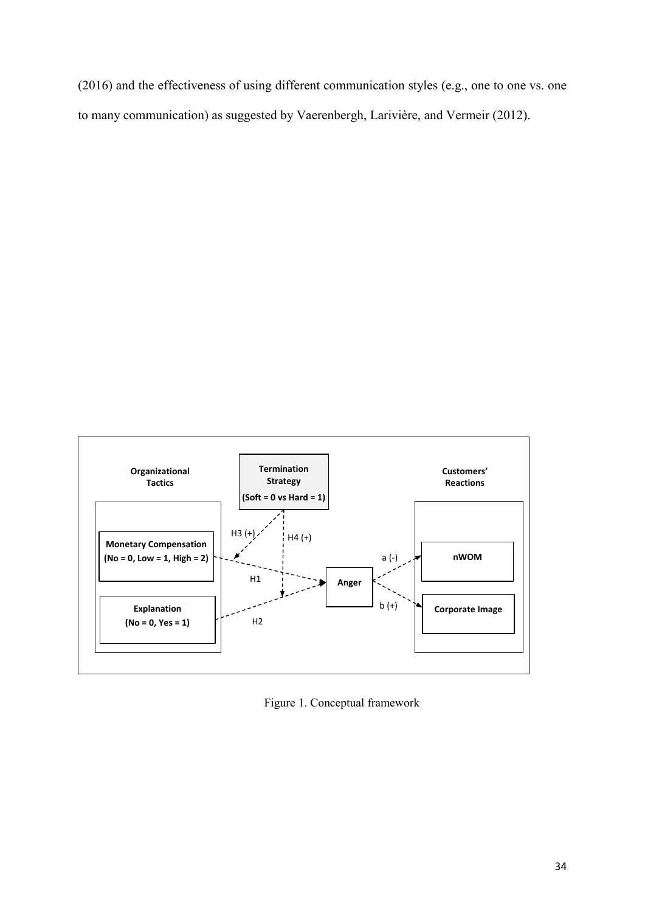(2016) and the effectiveness of using different communication styles (e.g., one to one vs. one to many communication) as suggested by Vaerenbergh, Larivière, and Vermeir (2012).

Organizational Tactics

Termination Strategy (Soft = 0 vs Hard = 1)

Customers' Reactions

Monetary Compensation (No = 0, Low = 1, High = 2)

Explanation (No = 0, Yes = 1)

H3 (+)

H4 (+)

H1

H2

Anger

a (-)

b (+)

nWOM

Corporate Image

Figure 1. Conceptual framework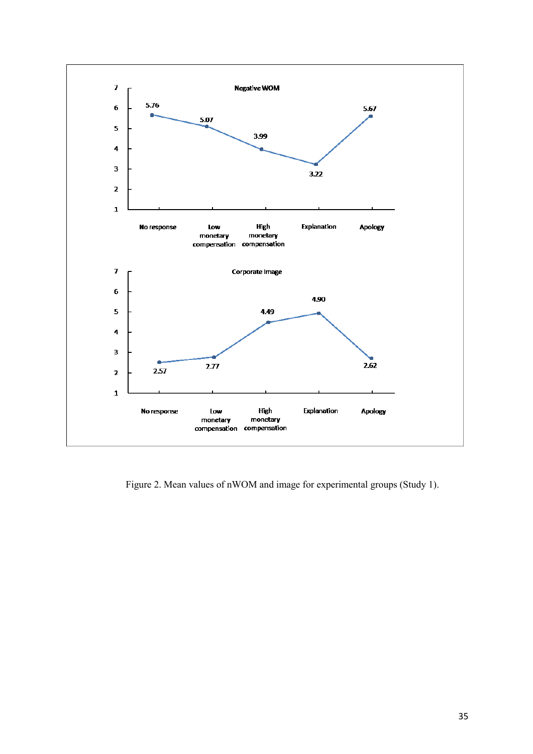Figure 2. Mean values of nWOM and image for experimental groups (Study 1).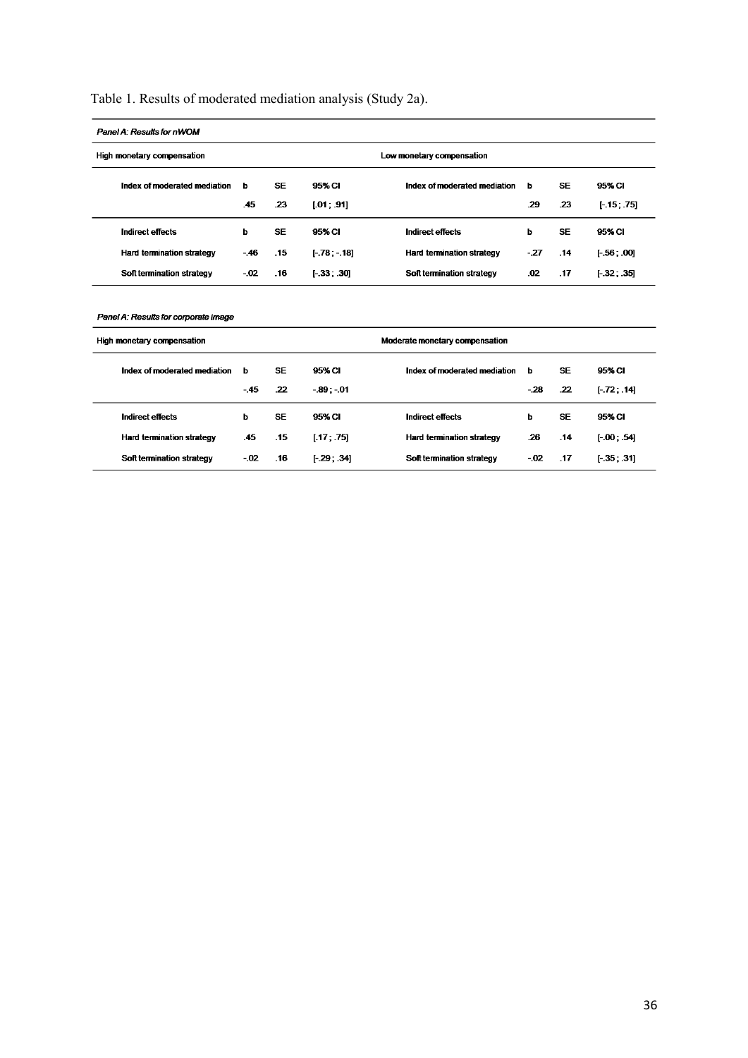Table 1. Results of moderated mediation analysis (Study 2a).

*Panel A: Results for nWOM*

| High monetary compensation | | | | Low monetary compensation | | | |
|---|---|---|---|---|---|---|---|
| Index of moderated mediation | b | SE | 95% CI | Index of moderated mediation | b | SE | 95% CI |
| | .45 | .23 | [.01 ; .91] | | .29 | .23 | [-.15 ; .75] |
| Indirect effects | b | SE | 95% CI | Indirect effects | b | SE | 95% CI |
| Hard termination strategy | -.46 | .15 | [-.78 ; -.18] | Hard termination strategy | -.27 | .14 | [-.56 ; .00] |
| Soft termination strategy | -.02 | .16 | [-.33 ; .30] | Soft termination strategy | .02 | .17 | [-.32 ; .35] |

*Panel A: Results for corporate image*

| High monetary compensation | | | | Moderate monetary compensation | | | |
|---|---|---|---|---|---|---|---|
| Index of moderated mediation | b | SE | 95% CI | Index of moderated mediation | b | SE | 95% CI |
| | -.45 | .22 | -.89 ; -.01 | | -.28 | .22 | [-.72 ; .14] |
| Indirect effects | b | SE | 95% CI | Indirect effects | b | SE | 95% CI |
| Hard termination strategy | .45 | .15 | [.17 ; .75] | Hard termination strategy | .26 | .14 | [-.00 ; .54] |
| Soft termination strategy | -.02 | .16 | [-.29 ; .34] | Soft termination strategy | -.02 | .17 | [-.35 ; .31] |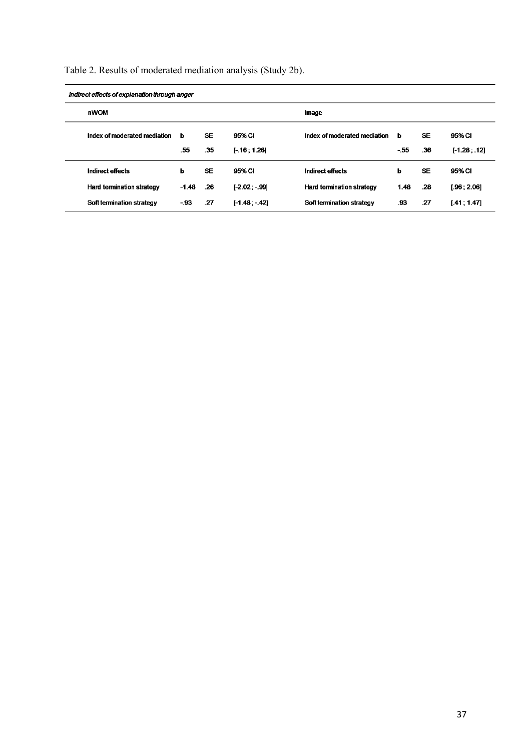Table 2. Results of moderated mediation analysis (Study 2b).

| *Indirect effects of explanation through anger* | | | | | | | |
|---|---|---|---|---|---|---|---|
| **nWOM** | | | | **Image** | | | |
| **Index of moderated mediation** | **b** | **SE** | **95% CI** | **Index of moderated mediation** | **b** | **SE** | **95% CI** |
| | .55 | .35 | [-.16 ; 1.26] | | -.55 | .36 | [-1.28 ; .12] |
| **Indirect effects** | **b** | **SE** | **95% CI** | **Indirect effects** | **b** | **SE** | **95% CI** |
| Hard termination strategy | -1.48 | .26 | [-2.02 ; -.99] | Hard termination strategy | 1.48 | .28 | [.96 ; 2.06] |
| Soft termination strategy | -.93 | .27 | [-1.48 ; -.42] | Soft termination strategy | .93 | .27 | [.41 ; 1.47] |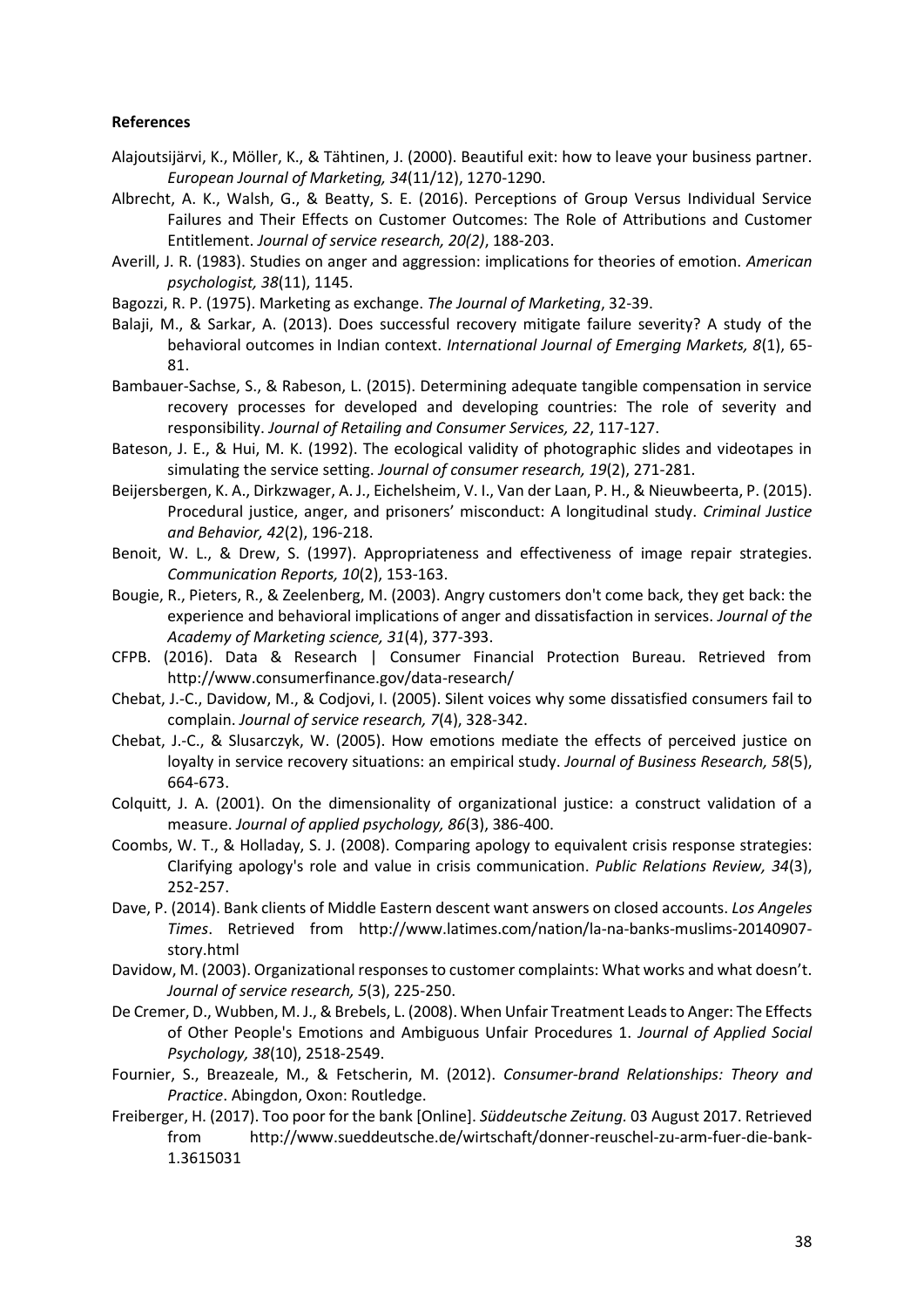**References**

Alajoutsijärvi, K., Möller, K., & Tähtinen, J. (2000). Beautiful exit: how to leave your business partner. *European Journal of Marketing, 34*(11/12), 1270-1290.

Albrecht, A. K., Walsh, G., & Beatty, S. E. (2016). Perceptions of Group Versus Individual Service Failures and Their Effects on Customer Outcomes: The Role of Attributions and Customer Entitlement. *Journal of service research, 20(2)*, 188-203.

Averill, J. R. (1983). Studies on anger and aggression: implications for theories of emotion. *American psychologist, 38*(11), 1145.

Bagozzi, R. P. (1975). Marketing as exchange. *The Journal of Marketing*, 32-39.

Balaji, M., & Sarkar, A. (2013). Does successful recovery mitigate failure severity? A study of the behavioral outcomes in Indian context. *International Journal of Emerging Markets, 8*(1), 65-81.

Bambauer-Sachse, S., & Rabeson, L. (2015). Determining adequate tangible compensation in service recovery processes for developed and developing countries: The role of severity and responsibility. *Journal of Retailing and Consumer Services, 22*, 117-127.

Bateson, J. E., & Hui, M. K. (1992). The ecological validity of photographic slides and videotapes in simulating the service setting. *Journal of consumer research, 19*(2), 271-281.

Beijersbergen, K. A., Dirkzwager, A. J., Eichelsheim, V. I., Van der Laan, P. H., & Nieuwbeerta, P. (2015). Procedural justice, anger, and prisoners' misconduct: A longitudinal study. *Criminal Justice and Behavior, 42*(2), 196-218.

Benoit, W. L., & Drew, S. (1997). Appropriateness and effectiveness of image repair strategies. *Communication Reports, 10*(2), 153-163.

Bougie, R., Pieters, R., & Zeelenberg, M. (2003). Angry customers don't come back, they get back: the experience and behavioral implications of anger and dissatisfaction in services. *Journal of the Academy of Marketing science, 31*(4), 377-393.

CFPB. (2016). Data & Research | Consumer Financial Protection Bureau. Retrieved from http://www.consumerfinance.gov/data-research/

Chebat, J.-C., Davidow, M., & Codjovi, I. (2005). Silent voices why some dissatisfied consumers fail to complain. *Journal of service research, 7*(4), 328-342.

Chebat, J.-C., & Slusarczyk, W. (2005). How emotions mediate the effects of perceived justice on loyalty in service recovery situations: an empirical study. *Journal of Business Research, 58*(5), 664-673.

Colquitt, J. A. (2001). On the dimensionality of organizational justice: a construct validation of a measure. *Journal of applied psychology, 86*(3), 386-400.

Coombs, W. T., & Holladay, S. J. (2008). Comparing apology to equivalent crisis response strategies: Clarifying apology's role and value in crisis communication. *Public Relations Review, 34*(3), 252-257.

Dave, P. (2014). Bank clients of Middle Eastern descent want answers on closed accounts. *Los Angeles Times*. Retrieved from http://www.latimes.com/nation/la-na-banks-muslims-20140907-story.html

Davidow, M. (2003). Organizational responses to customer complaints: What works and what doesn't. *Journal of service research, 5*(3), 225-250.

De Cremer, D., Wubben, M. J., & Brebels, L. (2008). When Unfair Treatment Leads to Anger: The Effects of Other People's Emotions and Ambiguous Unfair Procedures 1. *Journal of Applied Social Psychology, 38*(10), 2518-2549.

Fournier, S., Breazeale, M., & Fetscherin, M. (2012). *Consumer-brand Relationships: Theory and Practice*. Abingdon, Oxon: Routledge.

Freiberger, H. (2017). Too poor for the bank [Online]. *Süddeutsche Zeitung.* 03 August 2017. Retrieved from http://www.sueddeutsche.de/wirtschaft/donner-reuschel-zu-arm-fuer-die-bank-1.3615031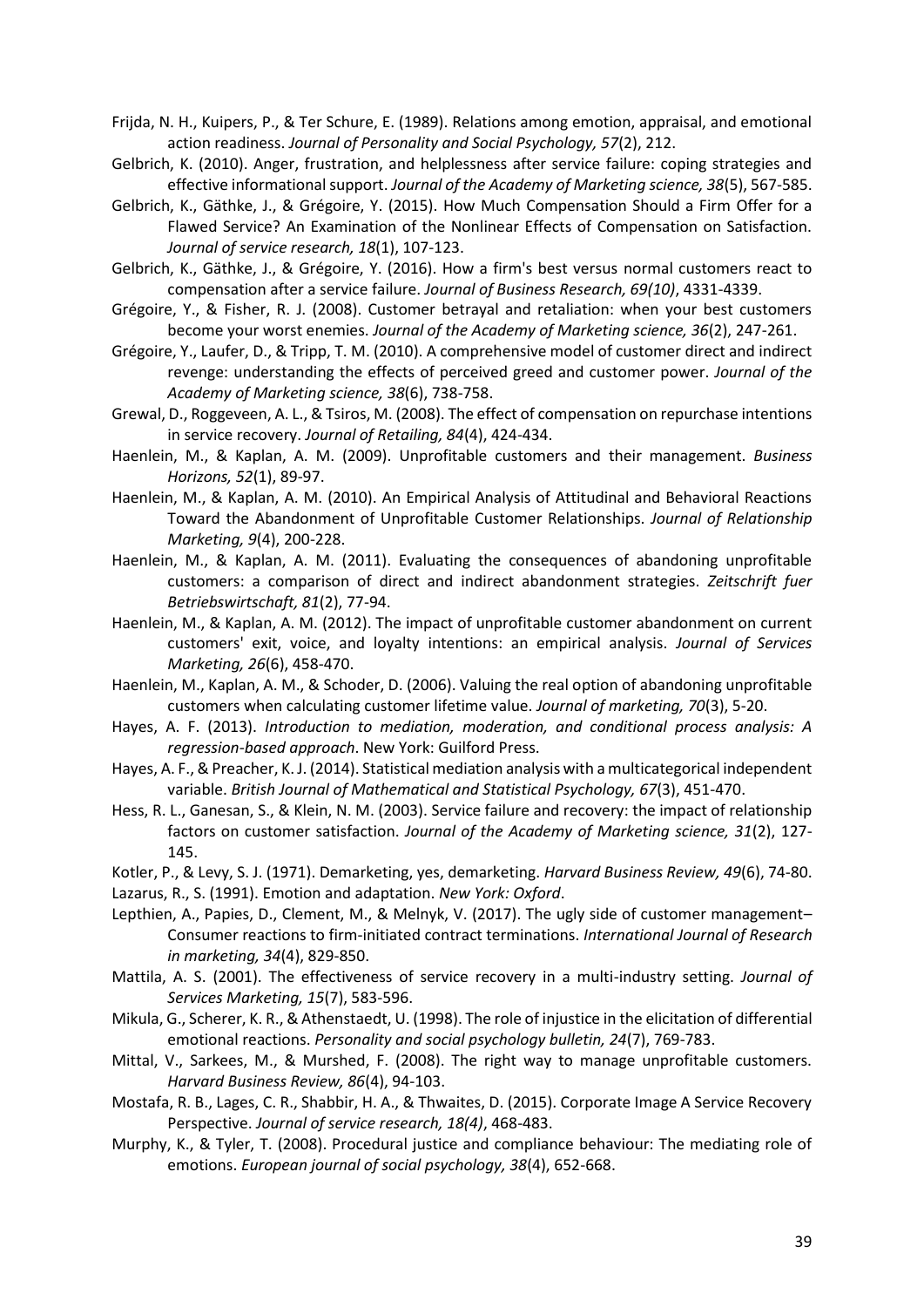Frijda, N. H., Kuipers, P., & Ter Schure, E. (1989). Relations among emotion, appraisal, and emotional action readiness. *Journal of Personality and Social Psychology, 57*(2), 212.

Gelbrich, K. (2010). Anger, frustration, and helplessness after service failure: coping strategies and effective informational support. *Journal of the Academy of Marketing science, 38*(5), 567-585.

Gelbrich, K., Gäthke, J., & Grégoire, Y. (2015). How Much Compensation Should a Firm Offer for a Flawed Service? An Examination of the Nonlinear Effects of Compensation on Satisfaction. *Journal of service research, 18*(1), 107-123.

Gelbrich, K., Gäthke, J., & Grégoire, Y. (2016). How a firm's best versus normal customers react to compensation after a service failure. *Journal of Business Research, 69(10)*, 4331-4339.

Grégoire, Y., & Fisher, R. J. (2008). Customer betrayal and retaliation: when your best customers become your worst enemies. *Journal of the Academy of Marketing science, 36*(2), 247-261.

Grégoire, Y., Laufer, D., & Tripp, T. M. (2010). A comprehensive model of customer direct and indirect revenge: understanding the effects of perceived greed and customer power. *Journal of the Academy of Marketing science, 38*(6), 738-758.

Grewal, D., Roggeveen, A. L., & Tsiros, M. (2008). The effect of compensation on repurchase intentions in service recovery. *Journal of Retailing, 84*(4), 424-434.

Haenlein, M., & Kaplan, A. M. (2009). Unprofitable customers and their management. *Business Horizons, 52*(1), 89-97.

Haenlein, M., & Kaplan, A. M. (2010). An Empirical Analysis of Attitudinal and Behavioral Reactions Toward the Abandonment of Unprofitable Customer Relationships. *Journal of Relationship Marketing, 9*(4), 200-228.

Haenlein, M., & Kaplan, A. M. (2011). Evaluating the consequences of abandoning unprofitable customers: a comparison of direct and indirect abandonment strategies. *Zeitschrift fuer Betriebswirtschaft, 81*(2), 77-94.

Haenlein, M., & Kaplan, A. M. (2012). The impact of unprofitable customer abandonment on current customers' exit, voice, and loyalty intentions: an empirical analysis. *Journal of Services Marketing, 26*(6), 458-470.

Haenlein, M., Kaplan, A. M., & Schoder, D. (2006). Valuing the real option of abandoning unprofitable customers when calculating customer lifetime value. *Journal of marketing, 70*(3), 5-20.

Hayes, A. F. (2013). *Introduction to mediation, moderation, and conditional process analysis: A regression-based approach*. New York: Guilford Press.

Hayes, A. F., & Preacher, K. J. (2014). Statistical mediation analysis with a multicategorical independent variable. *British Journal of Mathematical and Statistical Psychology, 67*(3), 451-470.

Hess, R. L., Ganesan, S., & Klein, N. M. (2003). Service failure and recovery: the impact of relationship factors on customer satisfaction. *Journal of the Academy of Marketing science, 31*(2), 127-145.

Kotler, P., & Levy, S. J. (1971). Demarketing, yes, demarketing. *Harvard Business Review, 49*(6), 74-80.

Lazarus, R., S. (1991). Emotion and adaptation. *New York: Oxford*.

Lepthien, A., Papies, D., Clement, M., & Melnyk, V. (2017). The ugly side of customer management– Consumer reactions to firm-initiated contract terminations. *International Journal of Research in marketing, 34*(4), 829-850.

Mattila, A. S. (2001). The effectiveness of service recovery in a multi-industry setting. *Journal of Services Marketing, 15*(7), 583-596.

Mikula, G., Scherer, K. R., & Athenstaedt, U. (1998). The role of injustice in the elicitation of differential emotional reactions. *Personality and social psychology bulletin, 24*(7), 769-783.

Mittal, V., Sarkees, M., & Murshed, F. (2008). The right way to manage unprofitable customers. *Harvard Business Review, 86*(4), 94-103.

Mostafa, R. B., Lages, C. R., Shabbir, H. A., & Thwaites, D. (2015). Corporate Image A Service Recovery Perspective. *Journal of service research, 18(4)*, 468-483.

Murphy, K., & Tyler, T. (2008). Procedural justice and compliance behaviour: The mediating role of emotions. *European journal of social psychology, 38*(4), 652-668.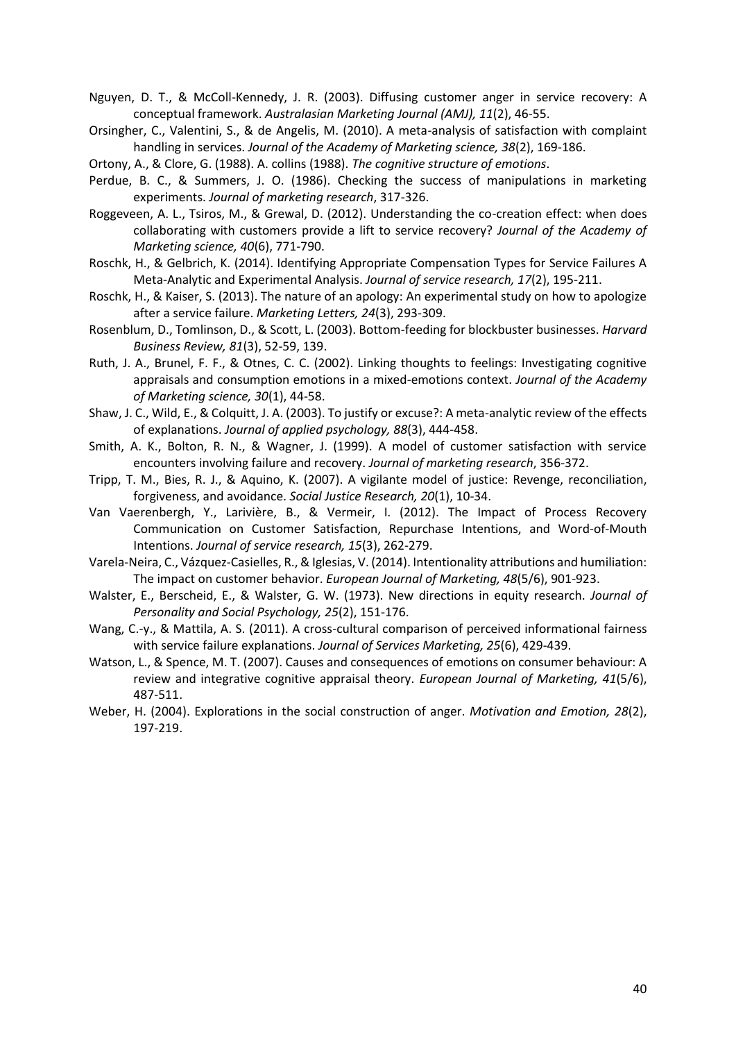Nguyen, D. T., & McColl-Kennedy, J. R. (2003). Diffusing customer anger in service recovery: A conceptual framework. *Australasian Marketing Journal (AMJ), 11*(2), 46-55.

Orsingher, C., Valentini, S., & de Angelis, M. (2010). A meta-analysis of satisfaction with complaint handling in services. *Journal of the Academy of Marketing science, 38*(2), 169-186.

Ortony, A., & Clore, G. (1988). A. collins (1988). *The cognitive structure of emotions*.

Perdue, B. C., & Summers, J. O. (1986). Checking the success of manipulations in marketing experiments. *Journal of marketing research*, 317-326.

Roggeveen, A. L., Tsiros, M., & Grewal, D. (2012). Understanding the co-creation effect: when does collaborating with customers provide a lift to service recovery? *Journal of the Academy of Marketing science, 40*(6), 771-790.

Roschk, H., & Gelbrich, K. (2014). Identifying Appropriate Compensation Types for Service Failures A Meta-Analytic and Experimental Analysis. *Journal of service research, 17*(2), 195-211.

Roschk, H., & Kaiser, S. (2013). The nature of an apology: An experimental study on how to apologize after a service failure. *Marketing Letters, 24*(3), 293-309.

Rosenblum, D., Tomlinson, D., & Scott, L. (2003). Bottom-feeding for blockbuster businesses. *Harvard Business Review, 81*(3), 52-59, 139.

Ruth, J. A., Brunel, F. F., & Otnes, C. C. (2002). Linking thoughts to feelings: Investigating cognitive appraisals and consumption emotions in a mixed-emotions context. *Journal of the Academy of Marketing science, 30*(1), 44-58.

Shaw, J. C., Wild, E., & Colquitt, J. A. (2003). To justify or excuse?: A meta-analytic review of the effects of explanations. *Journal of applied psychology, 88*(3), 444-458.

Smith, A. K., Bolton, R. N., & Wagner, J. (1999). A model of customer satisfaction with service encounters involving failure and recovery. *Journal of marketing research*, 356-372.

Tripp, T. M., Bies, R. J., & Aquino, K. (2007). A vigilante model of justice: Revenge, reconciliation, forgiveness, and avoidance. *Social Justice Research, 20*(1), 10-34.

Van Vaerenbergh, Y., Larivière, B., & Vermeir, I. (2012). The Impact of Process Recovery Communication on Customer Satisfaction, Repurchase Intentions, and Word-of-Mouth Intentions. *Journal of service research, 15*(3), 262-279.

Varela-Neira, C., Vázquez-Casielles, R., & Iglesias, V. (2014). Intentionality attributions and humiliation: The impact on customer behavior. *European Journal of Marketing, 48*(5/6), 901-923.

Walster, E., Berscheid, E., & Walster, G. W. (1973). New directions in equity research. *Journal of Personality and Social Psychology, 25*(2), 151-176.

Wang, C.-y., & Mattila, A. S. (2011). A cross-cultural comparison of perceived informational fairness with service failure explanations. *Journal of Services Marketing, 25*(6), 429-439.

Watson, L., & Spence, M. T. (2007). Causes and consequences of emotions on consumer behaviour: A review and integrative cognitive appraisal theory. *European Journal of Marketing, 41*(5/6), 487-511.

Weber, H. (2004). Explorations in the social construction of anger. *Motivation and Emotion, 28*(2), 197-219.